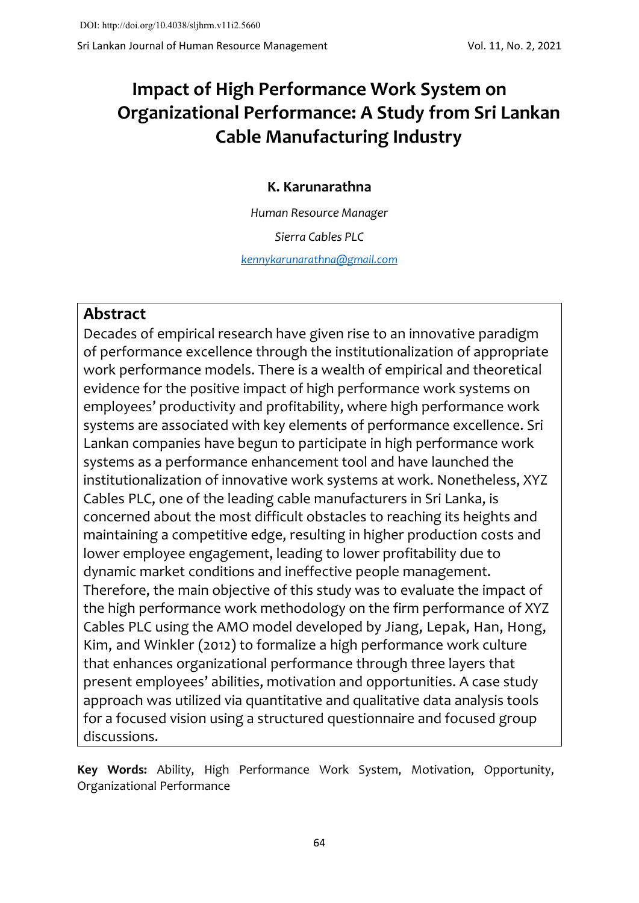DOI: http://doi.org/10.4038/sljhrm.v11i2.5660

# Impact of High Performance Work System on Organizational Performance: A Study from Sri Lankan Cable Manufacturing Industry

**K. Karunarathna**

*Human Resource Manager*

*Sierra Cables PLC*

kennykarunarathna@gmail.com

## Abstract

Decades of empirical research have given rise to an innovative paradigm of performance excellence through the institutionalization of appropriate work performance models. There is a wealth of empirical and theoretical evidence for the positive impact of high performance work systems on employees' productivity and profitability, where high performance work systems are associated with key elements of performance excellence. Sri Lankan companies have begun to participate in high performance work systems as a performance enhancement tool and have launched the institutionalization of innovative work systems at work. Nonetheless, XYZ Cables PLC, one of the leading cable manufacturers in Sri Lanka, is concerned about the most difficult obstacles to reaching its heights and maintaining a competitive edge, resulting in higher production costs and lower employee engagement, leading to lower profitability due to dynamic market conditions and ineffective people management. Therefore, the main objective of this study was to evaluate the impact of the high performance work methodology on the firm performance of XYZ Cables PLC using the AMO model developed by Jiang, Lepak, Han, Hong, Kim, and Winkler (2012) to formalize a high performance work culture that enhances organizational performance through three layers that present employees' abilities, motivation and opportunities. A case study approach was utilized via quantitative and qualitative data analysis tools for a focused vision using a structured questionnaire and focused group discussions.

**Key Words:** Ability, High Performance Work System, Motivation, Opportunity, Organizational Performance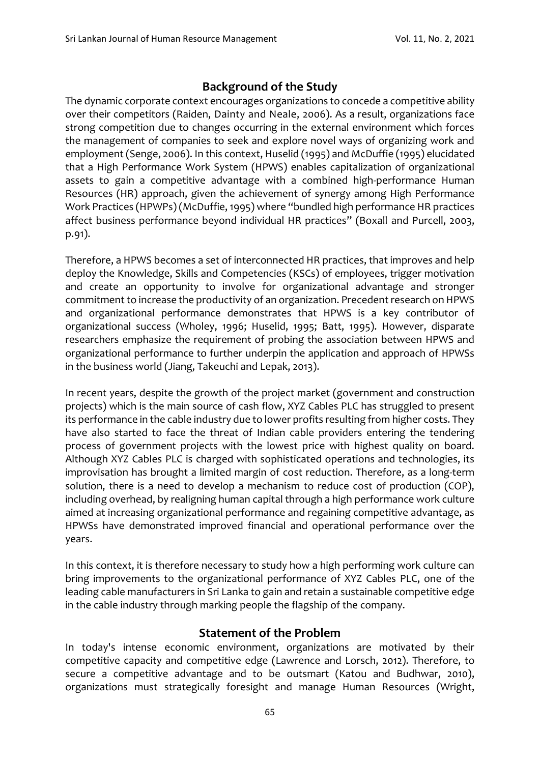## Background of the Study

The dynamic corporate context encourages organizations to concede a competitive ability over their competitors (Raiden, Dainty and Neale, 2006). As a result, organizations face strong competition due to changes occurring in the external environment which forces the management of companies to seek and explore novel ways of organizing work and employment (Senge, 2006). In this context, Huselid (1995) and McDuffie (1995) elucidated that a High Performance Work System (HPWS) enables capitalization of organizational assets to gain a competitive advantage with a combined high-performance Human Resources (HR) approach, given the achievement of synergy among High Performance Work Practices (HPWPs) (McDuffie, 1995) where "bundled high performance HR practices affect business performance beyond individual HR practices" (Boxall and Purcell, 2003, p.91).

Therefore, a HPWS becomes a set of interconnected HR practices, that improves and help deploy the Knowledge, Skills and Competencies (KSCs) of employees, trigger motivation and create an opportunity to involve for organizational advantage and stronger commitment to increase the productivity of an organization. Precedent research on HPWS and organizational performance demonstrates that HPWS is a key contributor of organizational success (Wholey, 1996; Huselid, 1995; Batt, 1995). However, disparate researchers emphasize the requirement of probing the association between HPWS and organizational performance to further underpin the application and approach of HPWSs in the business world (Jiang, Takeuchi and Lepak, 2013).

In recent years, despite the growth of the project market (government and construction projects) which is the main source of cash flow, XYZ Cables PLC has struggled to present its performance in the cable industry due to lower profits resulting from higher costs. They have also started to face the threat of Indian cable providers entering the tendering process of government projects with the lowest price with highest quality on board. Although XYZ Cables PLC is charged with sophisticated operations and technologies, its improvisation has brought a limited margin of cost reduction. Therefore, as a long-term solution, there is a need to develop a mechanism to reduce cost of production (COP), including overhead, by realigning human capital through a high performance work culture aimed at increasing organizational performance and regaining competitive advantage, as HPWSs have demonstrated improved financial and operational performance over the years.

In this context, it is therefore necessary to study how a high performing work culture can bring improvements to the organizational performance of XYZ Cables PLC, one of the leading cable manufacturers in Sri Lanka to gain and retain a sustainable competitive edge in the cable industry through marking people the flagship of the company.

## Statement of the Problem

In today's intense economic environment, organizations are motivated by their competitive capacity and competitive edge (Lawrence and Lorsch, 2012). Therefore, to secure a competitive advantage and to be outsmart (Katou and Budhwar, 2010), organizations must strategically foresight and manage Human Resources (Wright,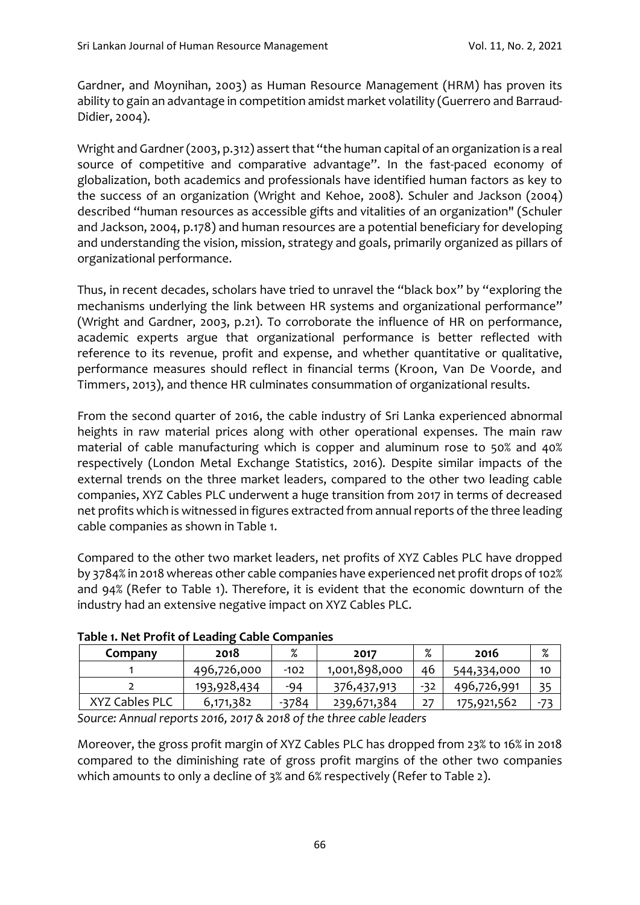Gardner, and Moynihan, 2003) as Human Resource Management (HRM) has proven its ability to gain an advantage in competition amidst market volatility (Guerrero and Barraud-Didier, 2004).

Wright and Gardner (2003, p.312) assert that "the human capital of an organization is a real source of competitive and comparative advantage". In the fast-paced economy of globalization, both academics and professionals have identified human factors as key to the success of an organization (Wright and Kehoe, 2008). Schuler and Jackson (2004) described "human resources as accessible gifts and vitalities of an organization" (Schuler and Jackson, 2004, p.178) and human resources are a potential beneficiary for developing and understanding the vision, mission, strategy and goals, primarily organized as pillars of organizational performance.

Thus, in recent decades, scholars have tried to unravel the "black box" by "exploring the mechanisms underlying the link between HR systems and organizational performance" (Wright and Gardner, 2003, p.21). To corroborate the influence of HR on performance, academic experts argue that organizational performance is better reflected with reference to its revenue, profit and expense, and whether quantitative or qualitative, performance measures should reflect in financial terms (Kroon, Van De Voorde, and Timmers, 2013), and thence HR culminates consummation of organizational results.

From the second quarter of 2016, the cable industry of Sri Lanka experienced abnormal heights in raw material prices along with other operational expenses. The main raw material of cable manufacturing which is copper and aluminum rose to 50% and 40% respectively (London Metal Exchange Statistics, 2016). Despite similar impacts of the external trends on the three market leaders, compared to the other two leading cable companies, XYZ Cables PLC underwent a huge transition from 2017 in terms of decreased net profits which is witnessed in figures extracted from annual reports of the three leading cable companies as shown in Table 1.

Compared to the other two market leaders, net profits of XYZ Cables PLC have dropped by 3784% in 2018 whereas other cable companies have experienced net profit drops of 102% and 94% (Refer to Table 1). Therefore, it is evident that the economic downturn of the industry had an extensive negative impact on XYZ Cables PLC.

**Table 1. Net Profit of Leading Cable Companies**

| Company | 2018 | % | 2017 | % | 2016 | % |
|---|---|---|---|---|---|---|
| 1 | 496,726,000 | -102 | 1,001,898,000 | 46 | 544,334,000 | 10 |
| 2 | 193,928,434 | -94 | 376,437,913 | -32 | 496,726,991 | 35 |
| XYZ Cables PLC | 6,171,382 | -3784 | 239,671,384 | 27 | 175,921,562 | -73 |

*Source: Annual reports 2016, 2017 & 2018 of the three cable leaders*

Moreover, the gross profit margin of XYZ Cables PLC has dropped from 23% to 16% in 2018 compared to the diminishing rate of gross profit margins of the other two companies which amounts to only a decline of 3% and 6% respectively (Refer to Table 2).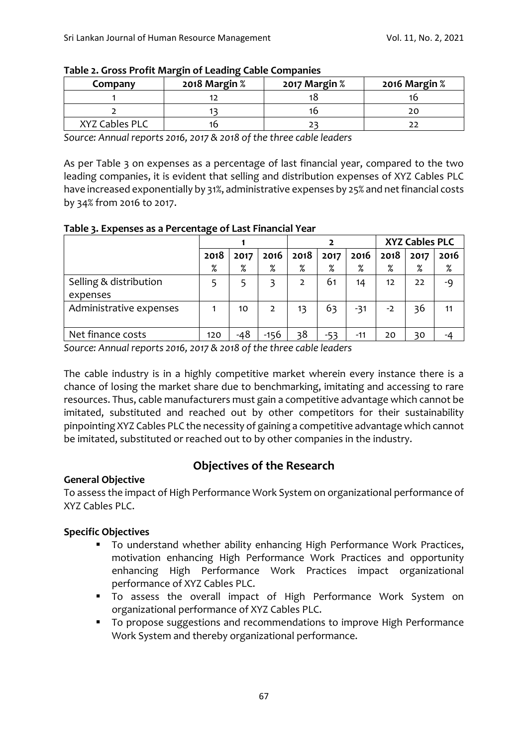**Table 2. Gross Profit Margin of Leading Cable Companies**

| Company | 2018 Margin % | 2017 Margin % | 2016 Margin % |
|---|---|---|---|
| 1 | 12 | 18 | 16 |
| 2 | 13 | 16 | 20 |
| XYZ Cables PLC | 16 | 23 | 22 |

*Source: Annual reports 2016, 2017 & 2018 of the three cable leaders*

As per Table 3 on expenses as a percentage of last financial year, compared to the two leading companies, it is evident that selling and distribution expenses of XYZ Cables PLC have increased exponentially by 31%, administrative expenses by 25% and net financial costs by 34% from 2016 to 2017.

**Table 3. Expenses as a Percentage of Last Financial Year**

| | 1 | | | 2 | | | XYZ Cables PLC | | |
|---|---|---|---|---|---|---|---|---|---|
| | 2018 % | 2017 % | 2016 % | 2018 % | 2017 % | 2016 % | 2018 % | 2017 % | 2016 % |
| Selling & distribution expenses | 5 | 5 | 3 | 2 | 61 | 14 | 12 | 22 | -9 |
| Administrative expenses | 1 | 10 | 2 | 13 | 63 | -31 | -2 | 36 | 11 |
| Net finance costs | 120 | -48 | -156 | 38 | -53 | -11 | 20 | 30 | -4 |

*Source: Annual reports 2016, 2017 & 2018 of the three cable leaders*

The cable industry is in a highly competitive market wherein every instance there is a chance of losing the market share due to benchmarking, imitating and accessing to rare resources. Thus, cable manufacturers must gain a competitive advantage which cannot be imitated, substituted and reached out by other competitors for their sustainability pinpointing XYZ Cables PLC the necessity of gaining a competitive advantage which cannot be imitated, substituted or reached out to by other companies in the industry.

## Objectives of the Research

**General Objective**

To assess the impact of High Performance Work System on organizational performance of XYZ Cables PLC.

**Specific Objectives**

- To understand whether ability enhancing High Performance Work Practices, motivation enhancing High Performance Work Practices and opportunity enhancing High Performance Work Practices impact organizational performance of XYZ Cables PLC.
- To assess the overall impact of High Performance Work System on organizational performance of XYZ Cables PLC.
- To propose suggestions and recommendations to improve High Performance Work System and thereby organizational performance.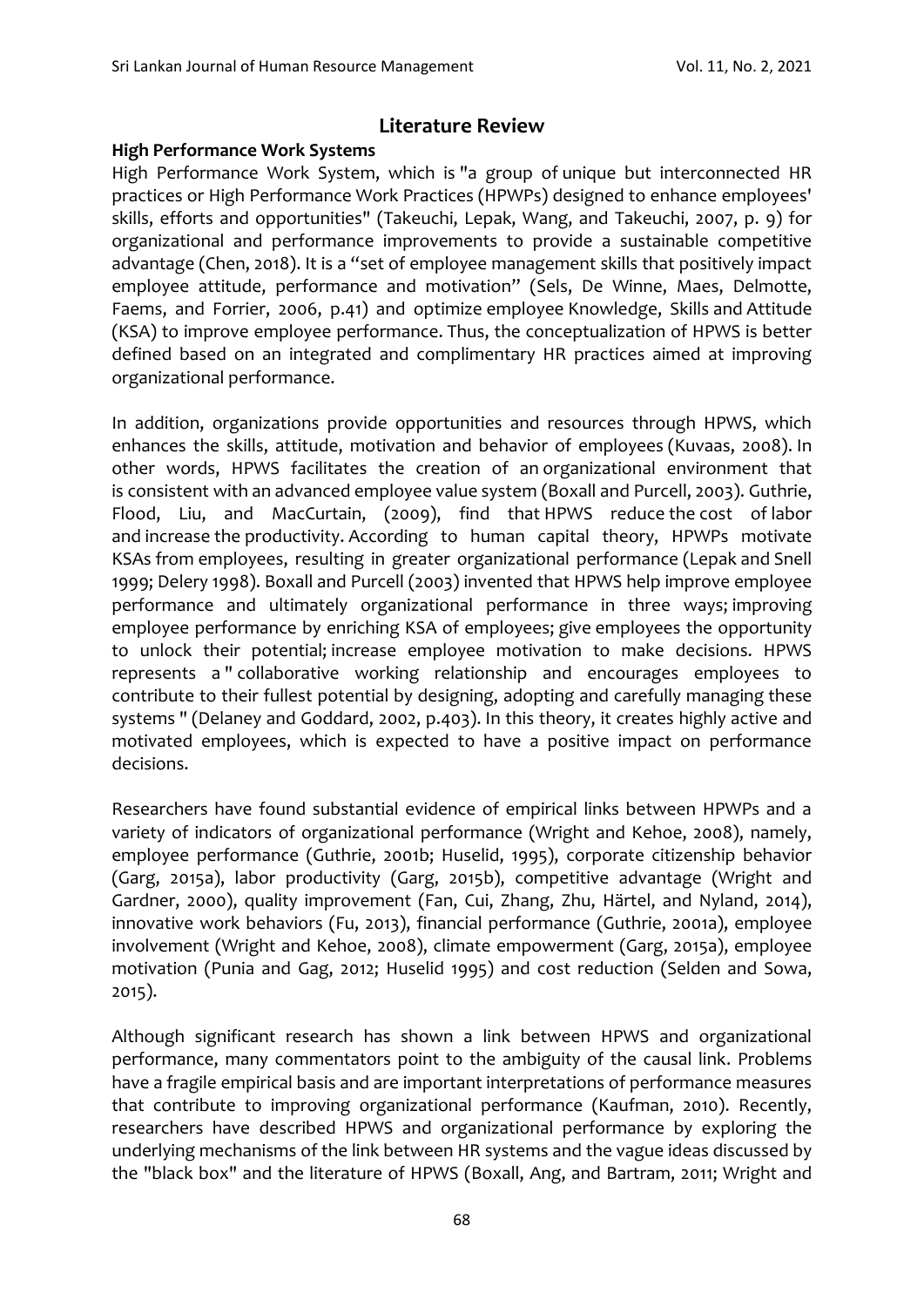## Literature Review

### High Performance Work Systems

High Performance Work System, which is "a group of unique but interconnected HR practices or High Performance Work Practices (HPWPs) designed to enhance employees' skills, efforts and opportunities" (Takeuchi, Lepak, Wang, and Takeuchi, 2007, p. 9) for organizational and performance improvements to provide a sustainable competitive advantage (Chen, 2018). It is a "set of employee management skills that positively impact employee attitude, performance and motivation" (Sels, De Winne, Maes, Delmotte, Faems, and Forrier, 2006, p.41) and optimize employee Knowledge, Skills and Attitude (KSA) to improve employee performance. Thus, the conceptualization of HPWS is better defined based on an integrated and complimentary HR practices aimed at improving organizational performance.

In addition, organizations provide opportunities and resources through HPWS, which enhances the skills, attitude, motivation and behavior of employees (Kuvaas, 2008). In other words, HPWS facilitates the creation of an organizational environment that is consistent with an advanced employee value system (Boxall and Purcell, 2003). Guthrie, Flood, Liu, and MacCurtain, (2009), find that HPWS reduce the cost of labor and increase the productivity. According to human capital theory, HPWPs motivate KSAs from employees, resulting in greater organizational performance (Lepak and Snell 1999; Delery 1998). Boxall and Purcell (2003) invented that HPWS help improve employee performance and ultimately organizational performance in three ways; improving employee performance by enriching KSA of employees; give employees the opportunity to unlock their potential; increase employee motivation to make decisions. HPWS represents a " collaborative working relationship and encourages employees to contribute to their fullest potential by designing, adopting and carefully managing these systems " (Delaney and Goddard, 2002, p.403). In this theory, it creates highly active and motivated employees, which is expected to have a positive impact on performance decisions.

Researchers have found substantial evidence of empirical links between HPWPs and a variety of indicators of organizational performance (Wright and Kehoe, 2008), namely, employee performance (Guthrie, 2001b; Huselid, 1995), corporate citizenship behavior (Garg, 2015a), labor productivity (Garg, 2015b), competitive advantage (Wright and Gardner, 2000), quality improvement (Fan, Cui, Zhang, Zhu, Härtel, and Nyland, 2014), innovative work behaviors (Fu, 2013), financial performance (Guthrie, 2001a), employee involvement (Wright and Kehoe, 2008), climate empowerment (Garg, 2015a), employee motivation (Punia and Gag, 2012; Huselid 1995) and cost reduction (Selden and Sowa, 2015).

Although significant research has shown a link between HPWS and organizational performance, many commentators point to the ambiguity of the causal link. Problems have a fragile empirical basis and are important interpretations of performance measures that contribute to improving organizational performance (Kaufman, 2010). Recently, researchers have described HPWS and organizational performance by exploring the underlying mechanisms of the link between HR systems and the vague ideas discussed by the "black box" and the literature of HPWS (Boxall, Ang, and Bartram, 2011; Wright and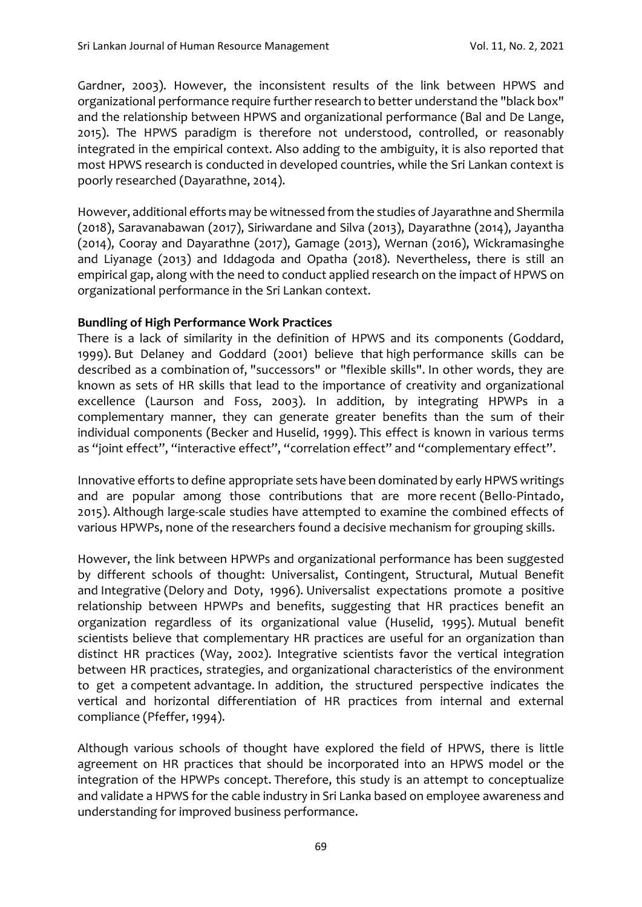Gardner, 2003). However, the inconsistent results of the link between HPWS and organizational performance require further research to better understand the "black box" and the relationship between HPWS and organizational performance (Bal and De Lange, 2015). The HPWS paradigm is therefore not understood, controlled, or reasonably integrated in the empirical context. Also adding to the ambiguity, it is also reported that most HPWS research is conducted in developed countries, while the Sri Lankan context is poorly researched (Dayarathne, 2014).

However, additional efforts may be witnessed from the studies of Jayarathne and Shermila (2018), Saravanabawan (2017), Siriwardane and Silva (2013), Dayarathne (2014), Jayantha (2014), Cooray and Dayarathne (2017), Gamage (2013), Wernan (2016), Wickramasinghe and Liyanage (2013) and Iddagoda and Opatha (2018). Nevertheless, there is still an empirical gap, along with the need to conduct applied research on the impact of HPWS on organizational performance in the Sri Lankan context.

**Bundling of High Performance Work Practices**

There is a lack of similarity in the definition of HPWS and its components (Goddard, 1999). But Delaney and Goddard (2001) believe that high performance skills can be described as a combination of, "successors" or "flexible skills". In other words, they are known as sets of HR skills that lead to the importance of creativity and organizational excellence (Laurson and Foss, 2003). In addition, by integrating HPWPs in a complementary manner, they can generate greater benefits than the sum of their individual components (Becker and Huselid, 1999). This effect is known in various terms as "joint effect", "interactive effect", "correlation effect" and "complementary effect".

Innovative efforts to define appropriate sets have been dominated by early HPWS writings and are popular among those contributions that are more recent (Bello-Pintado, 2015). Although large-scale studies have attempted to examine the combined effects of various HPWPs, none of the researchers found a decisive mechanism for grouping skills.

However, the link between HPWPs and organizational performance has been suggested by different schools of thought: Universalist, Contingent, Structural, Mutual Benefit and Integrative (Delory and Doty, 1996). Universalist expectations promote a positive relationship between HPWPs and benefits, suggesting that HR practices benefit an organization regardless of its organizational value (Huselid, 1995). Mutual benefit scientists believe that complementary HR practices are useful for an organization than distinct HR practices (Way, 2002). Integrative scientists favor the vertical integration between HR practices, strategies, and organizational characteristics of the environment to get a competent advantage. In addition, the structured perspective indicates the vertical and horizontal differentiation of HR practices from internal and external compliance (Pfeffer, 1994).

Although various schools of thought have explored the field of HPWS, there is little agreement on HR practices that should be incorporated into an HPWS model or the integration of the HPWPs concept. Therefore, this study is an attempt to conceptualize and validate a HPWS for the cable industry in Sri Lanka based on employee awareness and understanding for improved business performance.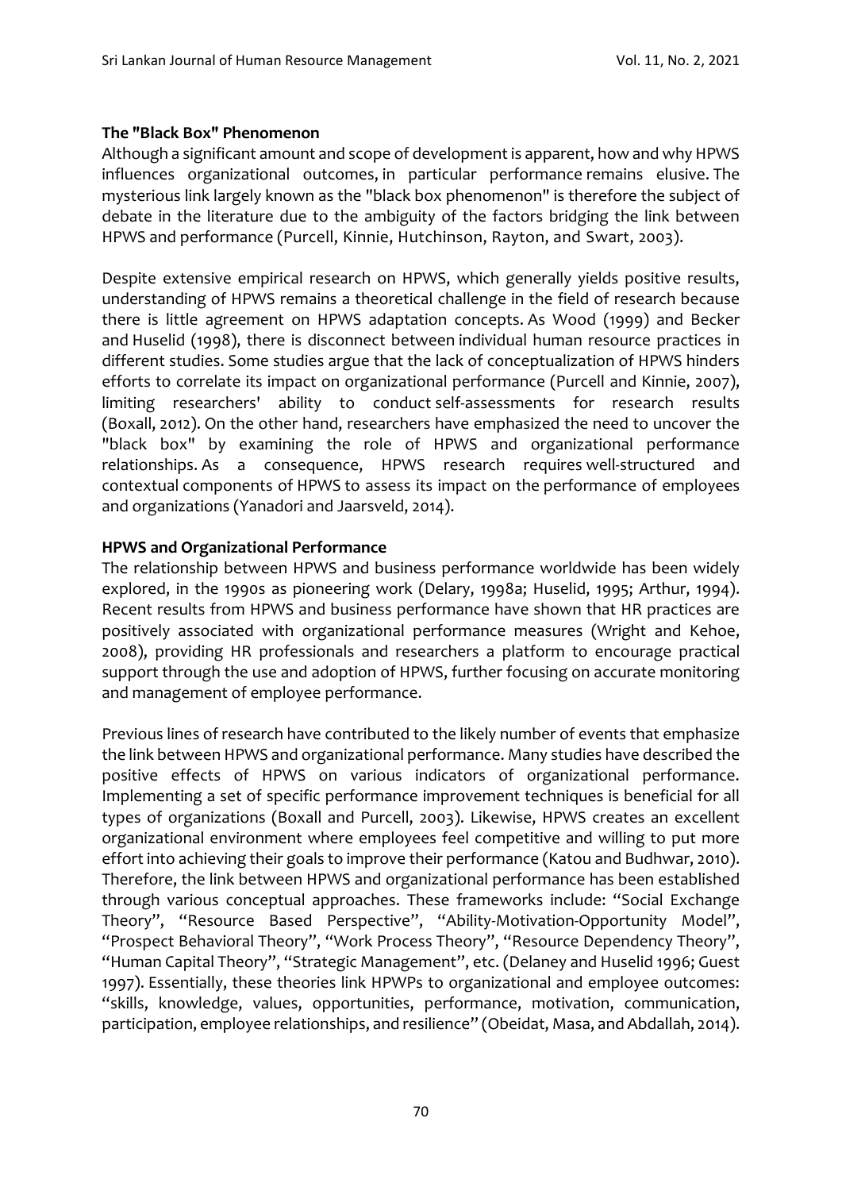**The "Black Box" Phenomenon**

Although a significant amount and scope of development is apparent, how and why HPWS influences organizational outcomes, in particular performance remains elusive. The mysterious link largely known as the "black box phenomenon" is therefore the subject of debate in the literature due to the ambiguity of the factors bridging the link between HPWS and performance (Purcell, Kinnie, Hutchinson, Rayton, and Swart, 2003).

Despite extensive empirical research on HPWS, which generally yields positive results, understanding of HPWS remains a theoretical challenge in the field of research because there is little agreement on HPWS adaptation concepts. As Wood (1999) and Becker and Huselid (1998), there is disconnect between individual human resource practices in different studies. Some studies argue that the lack of conceptualization of HPWS hinders efforts to correlate its impact on organizational performance (Purcell and Kinnie, 2007), limiting researchers' ability to conduct self-assessments for research results (Boxall, 2012). On the other hand, researchers have emphasized the need to uncover the "black box" by examining the role of HPWS and organizational performance relationships. As a consequence, HPWS research requires well-structured and contextual components of HPWS to assess its impact on the performance of employees and organizations (Yanadori and Jaarsveld, 2014).

**HPWS and Organizational Performance**

The relationship between HPWS and business performance worldwide has been widely explored, in the 1990s as pioneering work (Delary, 1998a; Huselid, 1995; Arthur, 1994). Recent results from HPWS and business performance have shown that HR practices are positively associated with organizational performance measures (Wright and Kehoe, 2008), providing HR professionals and researchers a platform to encourage practical support through the use and adoption of HPWS, further focusing on accurate monitoring and management of employee performance.

Previous lines of research have contributed to the likely number of events that emphasize the link between HPWS and organizational performance. Many studies have described the positive effects of HPWS on various indicators of organizational performance. Implementing a set of specific performance improvement techniques is beneficial for all types of organizations (Boxall and Purcell, 2003). Likewise, HPWS creates an excellent organizational environment where employees feel competitive and willing to put more effort into achieving their goals to improve their performance (Katou and Budhwar, 2010). Therefore, the link between HPWS and organizational performance has been established through various conceptual approaches. These frameworks include: "Social Exchange Theory", "Resource Based Perspective", "Ability-Motivation-Opportunity Model", "Prospect Behavioral Theory", "Work Process Theory", "Resource Dependency Theory", "Human Capital Theory", "Strategic Management", etc. (Delaney and Huselid 1996; Guest 1997). Essentially, these theories link HPWPs to organizational and employee outcomes: "skills, knowledge, values, opportunities, performance, motivation, communication, participation, employee relationships, and resilience" (Obeidat, Masa, and Abdallah, 2014).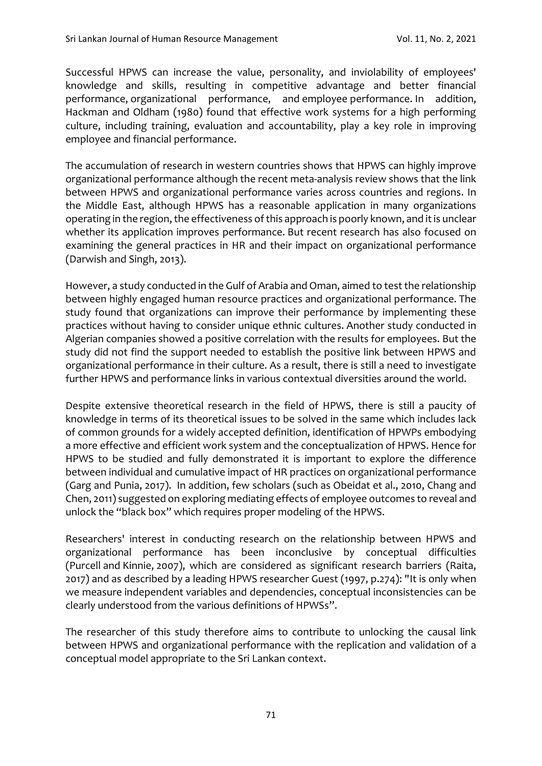Successful HPWS can increase the value, personality, and inviolability of employees' knowledge and skills, resulting in competitive advantage and better financial performance, organizational performance, and employee performance. In addition, Hackman and Oldham (1980) found that effective work systems for a high performing culture, including training, evaluation and accountability, play a key role in improving employee and financial performance.

The accumulation of research in western countries shows that HPWS can highly improve organizational performance although the recent meta-analysis review shows that the link between HPWS and organizational performance varies across countries and regions. In the Middle East, although HPWS has a reasonable application in many organizations operating in the region, the effectiveness of this approach is poorly known, and it is unclear whether its application improves performance. But recent research has also focused on examining the general practices in HR and their impact on organizational performance (Darwish and Singh, 2013).

However, a study conducted in the Gulf of Arabia and Oman, aimed to test the relationship between highly engaged human resource practices and organizational performance. The study found that organizations can improve their performance by implementing these practices without having to consider unique ethnic cultures. Another study conducted in Algerian companies showed a positive correlation with the results for employees. But the study did not find the support needed to establish the positive link between HPWS and organizational performance in their culture. As a result, there is still a need to investigate further HPWS and performance links in various contextual diversities around the world.

Despite extensive theoretical research in the field of HPWS, there is still a paucity of knowledge in terms of its theoretical issues to be solved in the same which includes lack of common grounds for a widely accepted definition, identification of HPWPs embodying a more effective and efficient work system and the conceptualization of HPWS. Hence for HPWS to be studied and fully demonstrated it is important to explore the difference between individual and cumulative impact of HR practices on organizational performance (Garg and Punia, 2017). In addition, few scholars (such as Obeidat et al., 2010, Chang and Chen, 2011) suggested on exploring mediating effects of employee outcomes to reveal and unlock the "black box" which requires proper modeling of the HPWS.

Researchers' interest in conducting research on the relationship between HPWS and organizational performance has been inconclusive by conceptual difficulties (Purcell and Kinnie, 2007), which are considered as significant research barriers (Raita, 2017) and as described by a leading HPWS researcher Guest (1997, p.274): "It is only when we measure independent variables and dependencies, conceptual inconsistencies can be clearly understood from the various definitions of HPWSs".

The researcher of this study therefore aims to contribute to unlocking the causal link between HPWS and organizational performance with the replication and validation of a conceptual model appropriate to the Sri Lankan context.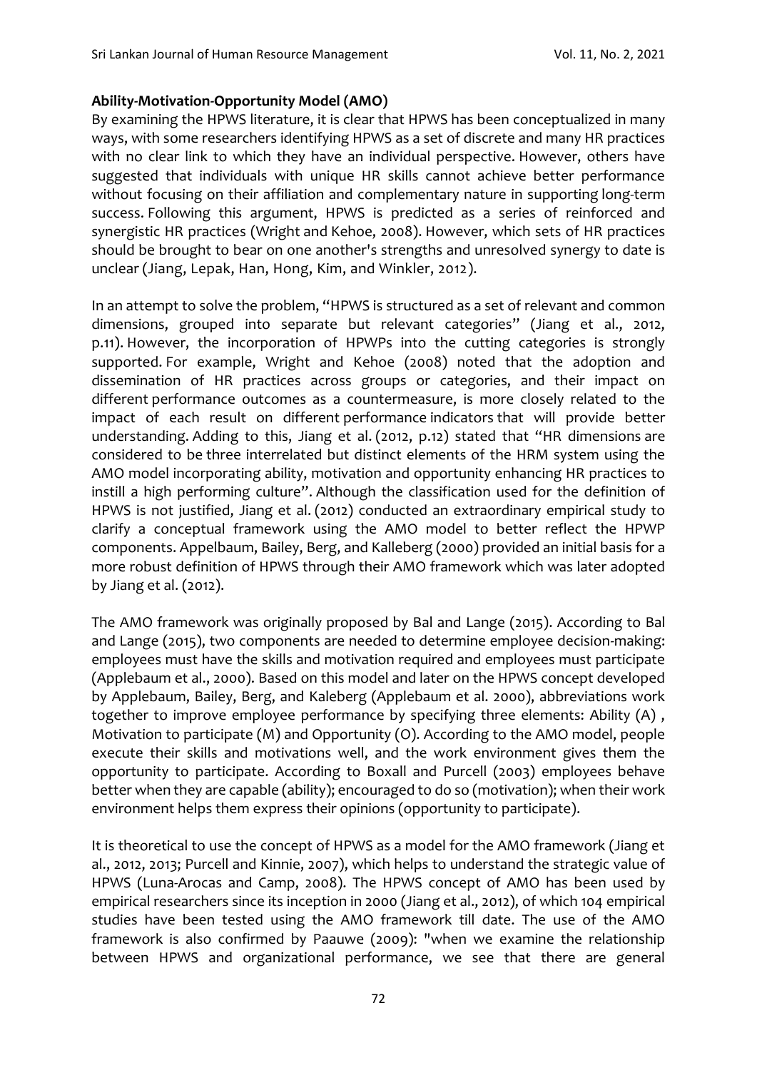**Ability-Motivation-Opportunity Model (AMO)**

By examining the HPWS literature, it is clear that HPWS has been conceptualized in many ways, with some researchers identifying HPWS as a set of discrete and many HR practices with no clear link to which they have an individual perspective. However, others have suggested that individuals with unique HR skills cannot achieve better performance without focusing on their affiliation and complementary nature in supporting long-term success. Following this argument, HPWS is predicted as a series of reinforced and synergistic HR practices (Wright and Kehoe, 2008). However, which sets of HR practices should be brought to bear on one another's strengths and unresolved synergy to date is unclear (Jiang, Lepak, Han, Hong, Kim, and Winkler, 2012).

In an attempt to solve the problem, "HPWS is structured as a set of relevant and common dimensions, grouped into separate but relevant categories" (Jiang et al., 2012, p.11). However, the incorporation of HPWPs into the cutting categories is strongly supported. For example, Wright and Kehoe (2008) noted that the adoption and dissemination of HR practices across groups or categories, and their impact on different performance outcomes as a countermeasure, is more closely related to the impact of each result on different performance indicators that will provide better understanding. Adding to this, Jiang et al. (2012, p.12) stated that "HR dimensions are considered to be three interrelated but distinct elements of the HRM system using the AMO model incorporating ability, motivation and opportunity enhancing HR practices to instill a high performing culture". Although the classification used for the definition of HPWS is not justified, Jiang et al. (2012) conducted an extraordinary empirical study to clarify a conceptual framework using the AMO model to better reflect the HPWP components. Appelbaum, Bailey, Berg, and Kalleberg (2000) provided an initial basis for a more robust definition of HPWS through their AMO framework which was later adopted by Jiang et al. (2012).

The AMO framework was originally proposed by Bal and Lange (2015). According to Bal and Lange (2015), two components are needed to determine employee decision-making: employees must have the skills and motivation required and employees must participate (Applebaum et al., 2000). Based on this model and later on the HPWS concept developed by Applebaum, Bailey, Berg, and Kaleberg (Applebaum et al. 2000), abbreviations work together to improve employee performance by specifying three elements: Ability (A) , Motivation to participate (M) and Opportunity (O). According to the AMO model, people execute their skills and motivations well, and the work environment gives them the opportunity to participate. According to Boxall and Purcell (2003) employees behave better when they are capable (ability); encouraged to do so (motivation); when their work environment helps them express their opinions (opportunity to participate).

It is theoretical to use the concept of HPWS as a model for the AMO framework (Jiang et al., 2012, 2013; Purcell and Kinnie, 2007), which helps to understand the strategic value of HPWS (Luna-Arocas and Camp, 2008). The HPWS concept of AMO has been used by empirical researchers since its inception in 2000 (Jiang et al., 2012), of which 104 empirical studies have been tested using the AMO framework till date. The use of the AMO framework is also confirmed by Paauwe (2009): "when we examine the relationship between HPWS and organizational performance, we see that there are general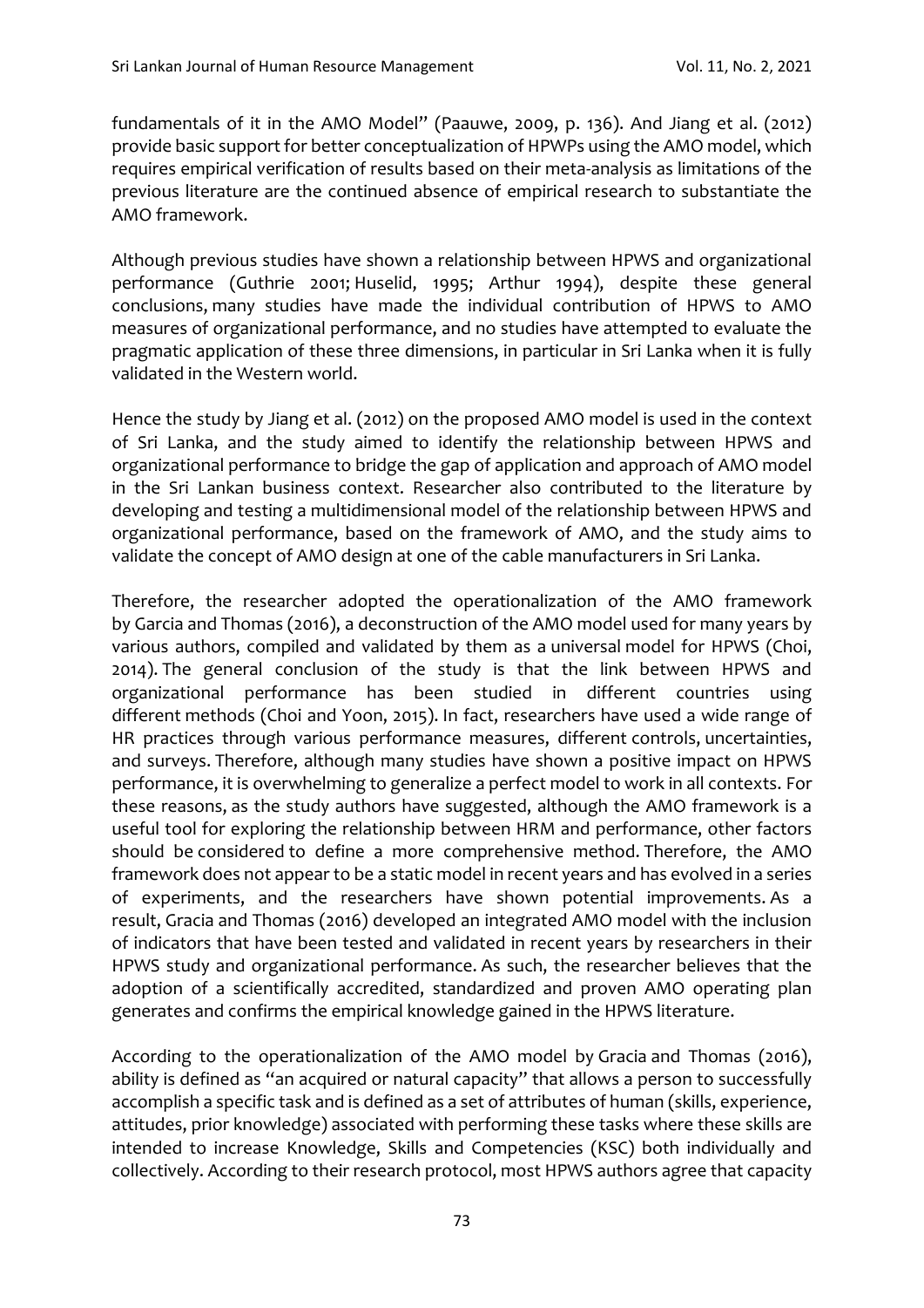fundamentals of it in the AMO Model" (Paauwe, 2009, p. 136). And Jiang et al. (2012) provide basic support for better conceptualization of HPWPs using the AMO model, which requires empirical verification of results based on their meta-analysis as limitations of the previous literature are the continued absence of empirical research to substantiate the AMO framework.

Although previous studies have shown a relationship between HPWS and organizational performance (Guthrie 2001; Huselid, 1995; Arthur 1994), despite these general conclusions, many studies have made the individual contribution of HPWS to AMO measures of organizational performance, and no studies have attempted to evaluate the pragmatic application of these three dimensions, in particular in Sri Lanka when it is fully validated in the Western world.

Hence the study by Jiang et al. (2012) on the proposed AMO model is used in the context of Sri Lanka, and the study aimed to identify the relationship between HPWS and organizational performance to bridge the gap of application and approach of AMO model in the Sri Lankan business context. Researcher also contributed to the literature by developing and testing a multidimensional model of the relationship between HPWS and organizational performance, based on the framework of AMO, and the study aims to validate the concept of AMO design at one of the cable manufacturers in Sri Lanka.

Therefore, the researcher adopted the operationalization of the AMO framework by Garcia and Thomas (2016), a deconstruction of the AMO model used for many years by various authors, compiled and validated by them as a universal model for HPWS (Choi, 2014). The general conclusion of the study is that the link between HPWS and organizational performance has been studied in different countries using different methods (Choi and Yoon, 2015). In fact, researchers have used a wide range of HR practices through various performance measures, different controls, uncertainties, and surveys. Therefore, although many studies have shown a positive impact on HPWS performance, it is overwhelming to generalize a perfect model to work in all contexts. For these reasons, as the study authors have suggested, although the AMO framework is a useful tool for exploring the relationship between HRM and performance, other factors should be considered to define a more comprehensive method. Therefore, the AMO framework does not appear to be a static model in recent years and has evolved in a series of experiments, and the researchers have shown potential improvements. As a result, Gracia and Thomas (2016) developed an integrated AMO model with the inclusion of indicators that have been tested and validated in recent years by researchers in their HPWS study and organizational performance. As such, the researcher believes that the adoption of a scientifically accredited, standardized and proven AMO operating plan generates and confirms the empirical knowledge gained in the HPWS literature.

According to the operationalization of the AMO model by Gracia and Thomas (2016), ability is defined as "an acquired or natural capacity" that allows a person to successfully accomplish a specific task and is defined as a set of attributes of human (skills, experience, attitudes, prior knowledge) associated with performing these tasks where these skills are intended to increase Knowledge, Skills and Competencies (KSC) both individually and collectively. According to their research protocol, most HPWS authors agree that capacity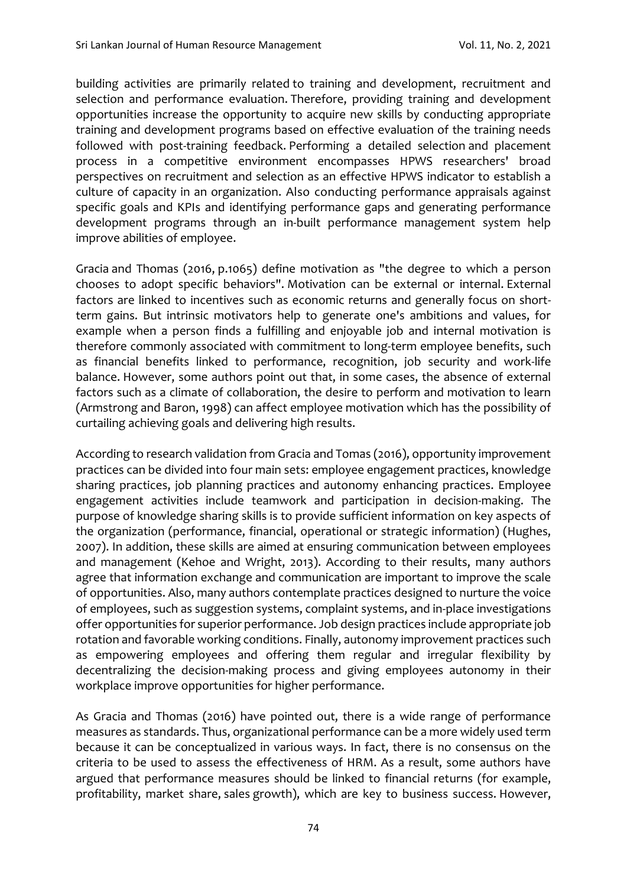building activities are primarily related to training and development, recruitment and selection and performance evaluation. Therefore, providing training and development opportunities increase the opportunity to acquire new skills by conducting appropriate training and development programs based on effective evaluation of the training needs followed with post-training feedback. Performing a detailed selection and placement process in a competitive environment encompasses HPWS researchers' broad perspectives on recruitment and selection as an effective HPWS indicator to establish a culture of capacity in an organization. Also conducting performance appraisals against specific goals and KPIs and identifying performance gaps and generating performance development programs through an in-built performance management system help improve abilities of employee.

Gracia and Thomas (2016, p.1065) define motivation as "the degree to which a person chooses to adopt specific behaviors". Motivation can be external or internal. External factors are linked to incentives such as economic returns and generally focus on short-term gains. But intrinsic motivators help to generate one's ambitions and values, for example when a person finds a fulfilling and enjoyable job and internal motivation is therefore commonly associated with commitment to long-term employee benefits, such as financial benefits linked to performance, recognition, job security and work-life balance. However, some authors point out that, in some cases, the absence of external factors such as a climate of collaboration, the desire to perform and motivation to learn (Armstrong and Baron, 1998) can affect employee motivation which has the possibility of curtailing achieving goals and delivering high results.

According to research validation from Gracia and Tomas (2016), opportunity improvement practices can be divided into four main sets: employee engagement practices, knowledge sharing practices, job planning practices and autonomy enhancing practices. Employee engagement activities include teamwork and participation in decision-making. The purpose of knowledge sharing skills is to provide sufficient information on key aspects of the organization (performance, financial, operational or strategic information) (Hughes, 2007). In addition, these skills are aimed at ensuring communication between employees and management (Kehoe and Wright, 2013). According to their results, many authors agree that information exchange and communication are important to improve the scale of opportunities. Also, many authors contemplate practices designed to nurture the voice of employees, such as suggestion systems, complaint systems, and in-place investigations offer opportunities for superior performance. Job design practices include appropriate job rotation and favorable working conditions. Finally, autonomy improvement practices such as empowering employees and offering them regular and irregular flexibility by decentralizing the decision-making process and giving employees autonomy in their workplace improve opportunities for higher performance.

As Gracia and Thomas (2016) have pointed out, there is a wide range of performance measures as standards. Thus, organizational performance can be a more widely used term because it can be conceptualized in various ways. In fact, there is no consensus on the criteria to be used to assess the effectiveness of HRM. As a result, some authors have argued that performance measures should be linked to financial returns (for example, profitability, market share, sales growth), which are key to business success. However,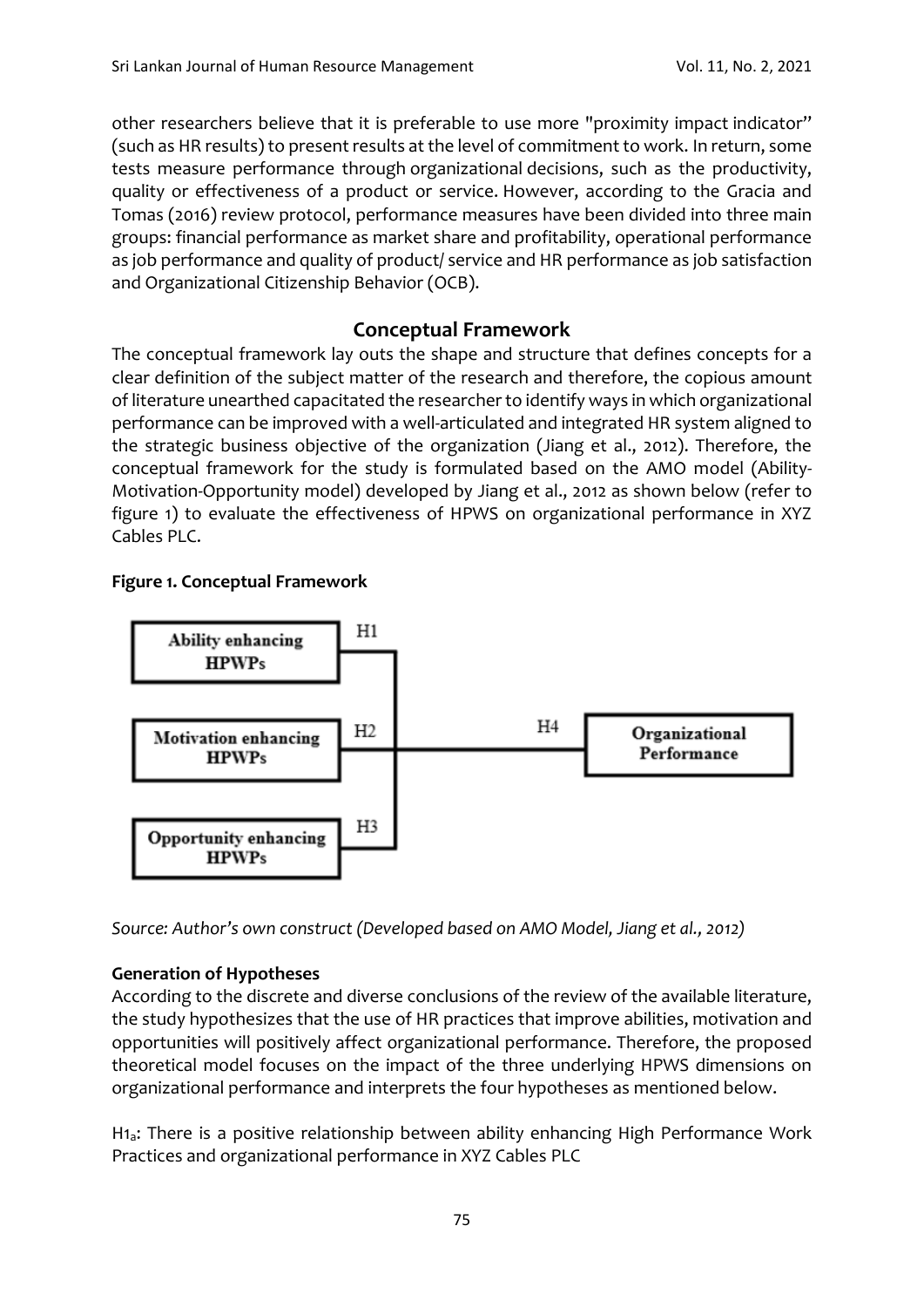other researchers believe that it is preferable to use more "proximity impact indicator" (such as HR results) to present results at the level of commitment to work. In return, some tests measure performance through organizational decisions, such as the productivity, quality or effectiveness of a product or service. However, according to the Gracia and Tomas (2016) review protocol, performance measures have been divided into three main groups: financial performance as market share and profitability, operational performance as job performance and quality of product/ service and HR performance as job satisfaction and Organizational Citizenship Behavior (OCB).

## Conceptual Framework

The conceptual framework lay outs the shape and structure that defines concepts for a clear definition of the subject matter of the research and therefore, the copious amount of literature unearthed capacitated the researcher to identify ways in which organizational performance can be improved with a well-articulated and integrated HR system aligned to the strategic business objective of the organization (Jiang et al., 2012). Therefore, the conceptual framework for the study is formulated based on the AMO model (Ability-Motivation-Opportunity model) developed by Jiang et al., 2012 as shown below (refer to figure 1) to evaluate the effectiveness of HPWS on organizational performance in XYZ Cables PLC.

**Figure 1. Conceptual Framework**

Ability enhancing HPWPs — H1
Motivation enhancing HPWPs — H2
Opportunity enhancing HPWPs — H3
H4 → Organizational Performance

*Source: Author's own construct (Developed based on AMO Model, Jiang et al., 2012)*

### Generation of Hypotheses

According to the discrete and diverse conclusions of the review of the available literature, the study hypothesizes that the use of HR practices that improve abilities, motivation and opportunities will positively affect organizational performance. Therefore, the proposed theoretical model focuses on the impact of the three underlying HPWS dimensions on organizational performance and interprets the four hypotheses as mentioned below.

$H1_a$: There is a positive relationship between ability enhancing High Performance Work Practices and organizational performance in XYZ Cables PLC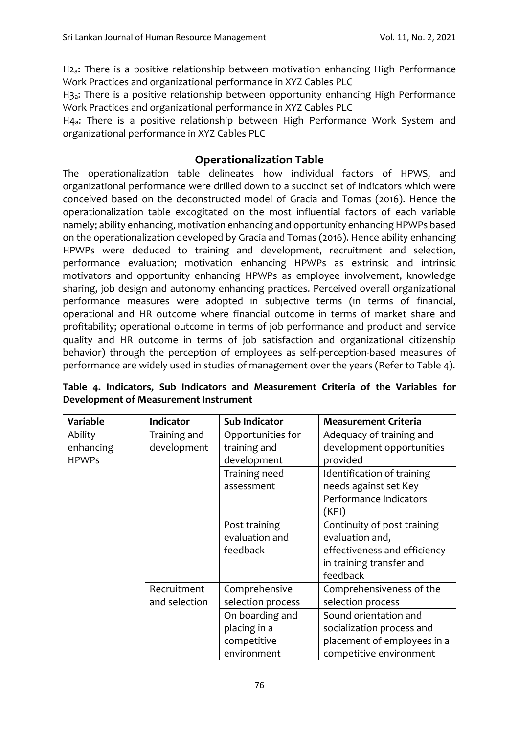$H2_a$: There is a positive relationship between motivation enhancing High Performance Work Practices and organizational performance in XYZ Cables PLC

$H3_a$: There is a positive relationship between opportunity enhancing High Performance Work Practices and organizational performance in XYZ Cables PLC

$H4_a$: There is a positive relationship between High Performance Work System and organizational performance in XYZ Cables PLC

## Operationalization Table

The operationalization table delineates how individual factors of HPWS, and organizational performance were drilled down to a succinct set of indicators which were conceived based on the deconstructed model of Gracia and Tomas (2016). Hence the operationalization table excogitated on the most influential factors of each variable namely; ability enhancing, motivation enhancing and opportunity enhancing HPWPs based on the operationalization developed by Gracia and Tomas (2016). Hence ability enhancing HPWPs were deduced to training and development, recruitment and selection, performance evaluation; motivation enhancing HPWPs as extrinsic and intrinsic motivators and opportunity enhancing HPWPs as employee involvement, knowledge sharing, job design and autonomy enhancing practices. Perceived overall organizational performance measures were adopted in subjective terms (in terms of financial, operational and HR outcome where financial outcome in terms of market share and profitability; operational outcome in terms of job performance and product and service quality and HR outcome in terms of job satisfaction and organizational citizenship behavior) through the perception of employees as self-perception-based measures of performance are widely used in studies of management over the years (Refer to Table 4).

**Table 4. Indicators, Sub Indicators and Measurement Criteria of the Variables for Development of Measurement Instrument**

| Variable | Indicator | Sub Indicator | Measurement Criteria |
|---|---|---|---|
| Ability enhancing HPWPs | Training and development | Opportunities for training and development | Adequacy of training and development opportunities provided |
| | | Training need assessment | Identification of training needs against set Key Performance Indicators (KPI) |
| | | Post training evaluation and feedback | Continuity of post training evaluation and, effectiveness and efficiency in training transfer and feedback |
| | Recruitment and selection | Comprehensive selection process | Comprehensiveness of the selection process |
| | | On boarding and placing in a competitive environment | Sound orientation and socialization process and placement of employees in a competitive environment |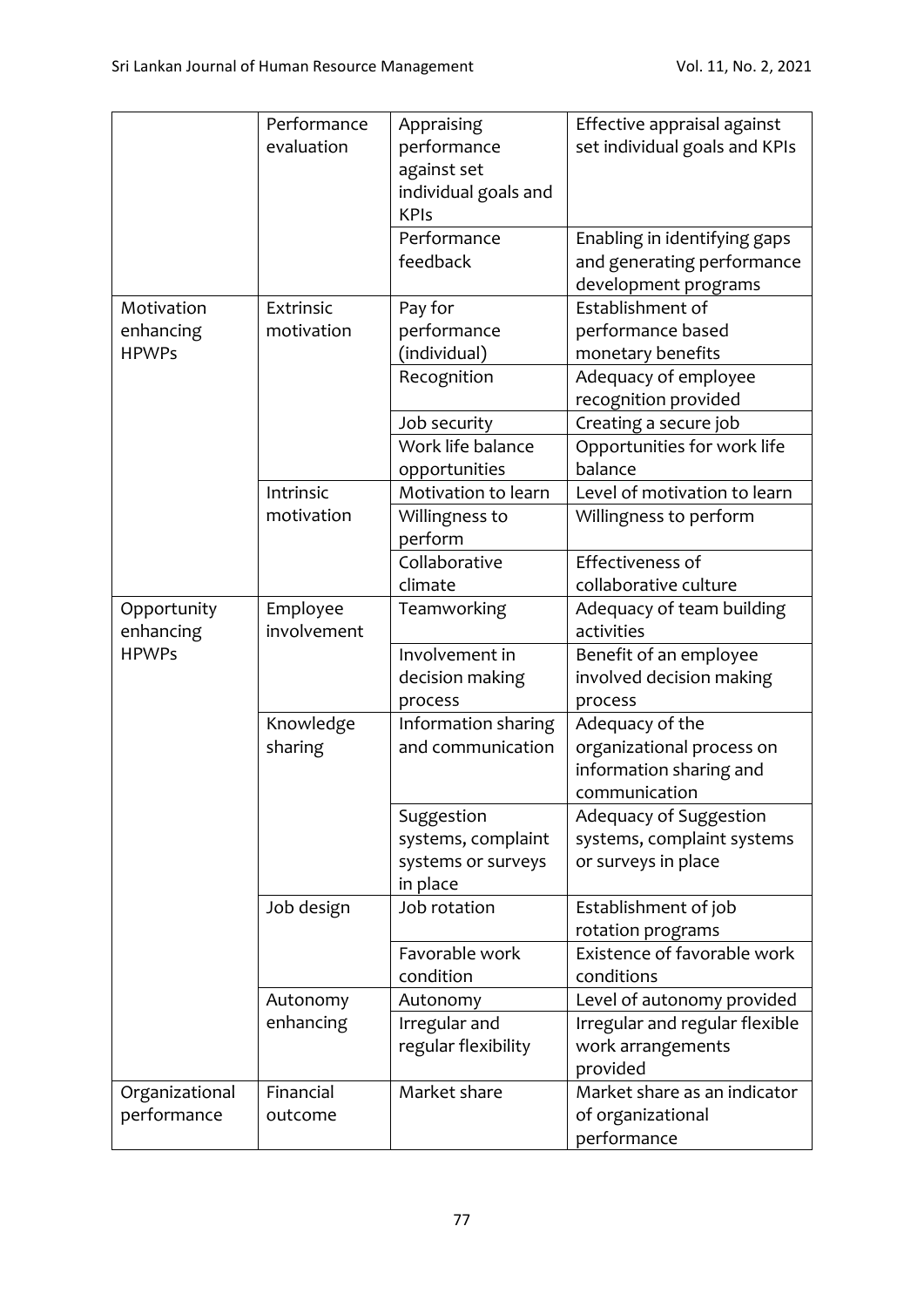| | Performance evaluation | Appraising performance against set individual goals and KPIs | Effective appraisal against set individual goals and KPIs |
|---|---|---|---|
| | | Performance feedback | Enabling in identifying gaps and generating performance development programs |
| Motivation enhancing HPWPs | Extrinsic motivation | Pay for performance (individual) | Establishment of performance based monetary benefits |
| | | Recognition | Adequacy of employee recognition provided |
| | | Job security | Creating a secure job |
| | | Work life balance opportunities | Opportunities for work life balance |
| | Intrinsic motivation | Motivation to learn | Level of motivation to learn |
| | | Willingness to perform | Willingness to perform |
| | | Collaborative climate | Effectiveness of collaborative culture |
| Opportunity enhancing HPWPs | Employee involvement | Teamworking | Adequacy of team building activities |
| | | Involvement in decision making process | Benefit of an employee involved decision making process |
| | Knowledge sharing | Information sharing and communication | Adequacy of the organizational process on information sharing and communication |
| | | Suggestion systems, complaint systems or surveys in place | Adequacy of Suggestion systems, complaint systems or surveys in place |
| | Job design | Job rotation | Establishment of job rotation programs |
| | | Favorable work condition | Existence of favorable work conditions |
| | Autonomy enhancing | Autonomy | Level of autonomy provided |
| | | Irregular and regular flexibility | Irregular and regular flexible work arrangements provided |
| Organizational performance | Financial outcome | Market share | Market share as an indicator of organizational performance |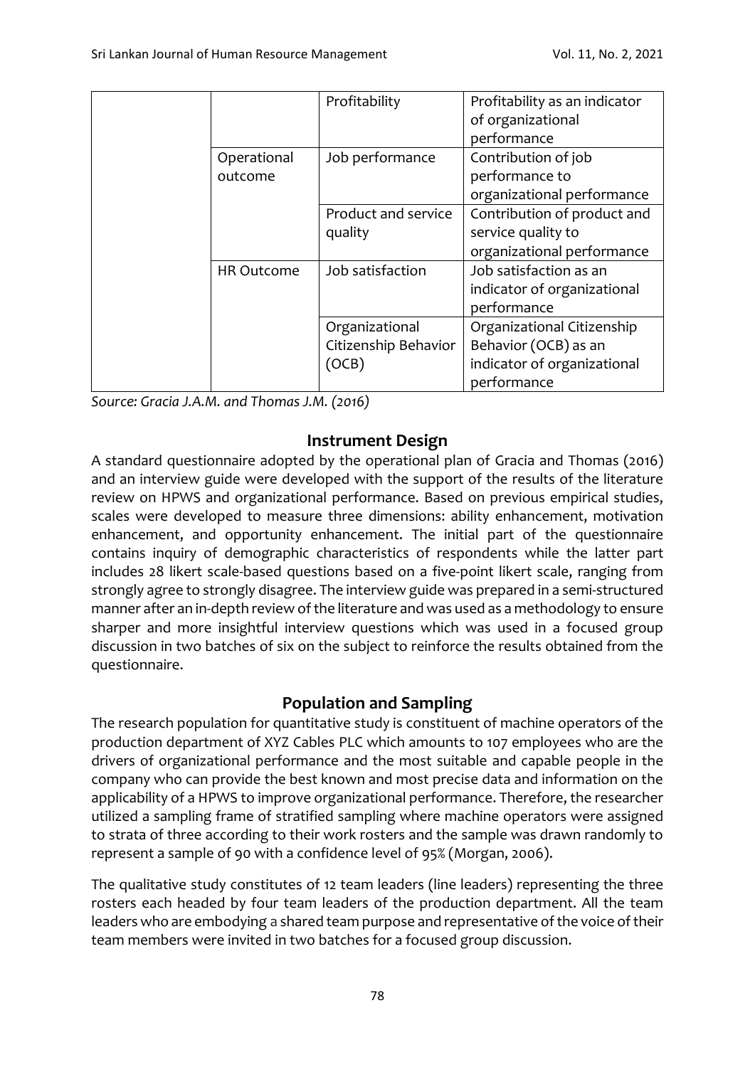| | | | |
|---|---|---|---|
| | | Profitability | Profitability as an indicator of organizational performance |
| | Operational outcome | Job performance | Contribution of job performance to organizational performance |
| | | Product and service quality | Contribution of product and service quality to organizational performance |
| | HR Outcome | Job satisfaction | Job satisfaction as an indicator of organizational performance |
| | | Organizational Citizenship Behavior (OCB) | Organizational Citizenship Behavior (OCB) as an indicator of organizational performance |

*Source: Gracia J.A.M. and Thomas J.M. (2016)*

## Instrument Design

A standard questionnaire adopted by the operational plan of Gracia and Thomas (2016) and an interview guide were developed with the support of the results of the literature review on HPWS and organizational performance. Based on previous empirical studies, scales were developed to measure three dimensions: ability enhancement, motivation enhancement, and opportunity enhancement. The initial part of the questionnaire contains inquiry of demographic characteristics of respondents while the latter part includes 28 likert scale-based questions based on a five-point likert scale, ranging from strongly agree to strongly disagree. The interview guide was prepared in a semi-structured manner after an in-depth review of the literature and was used as a methodology to ensure sharper and more insightful interview questions which was used in a focused group discussion in two batches of six on the subject to reinforce the results obtained from the questionnaire.

## Population and Sampling

The research population for quantitative study is constituent of machine operators of the production department of XYZ Cables PLC which amounts to 107 employees who are the drivers of organizational performance and the most suitable and capable people in the company who can provide the best known and most precise data and information on the applicability of a HPWS to improve organizational performance. Therefore, the researcher utilized a sampling frame of stratified sampling where machine operators were assigned to strata of three according to their work rosters and the sample was drawn randomly to represent a sample of 90 with a confidence level of 95% (Morgan, 2006).

The qualitative study constitutes of 12 team leaders (line leaders) representing the three rosters each headed by four team leaders of the production department. All the team leaders who are embodying a shared team purpose and representative of the voice of their team members were invited in two batches for a focused group discussion.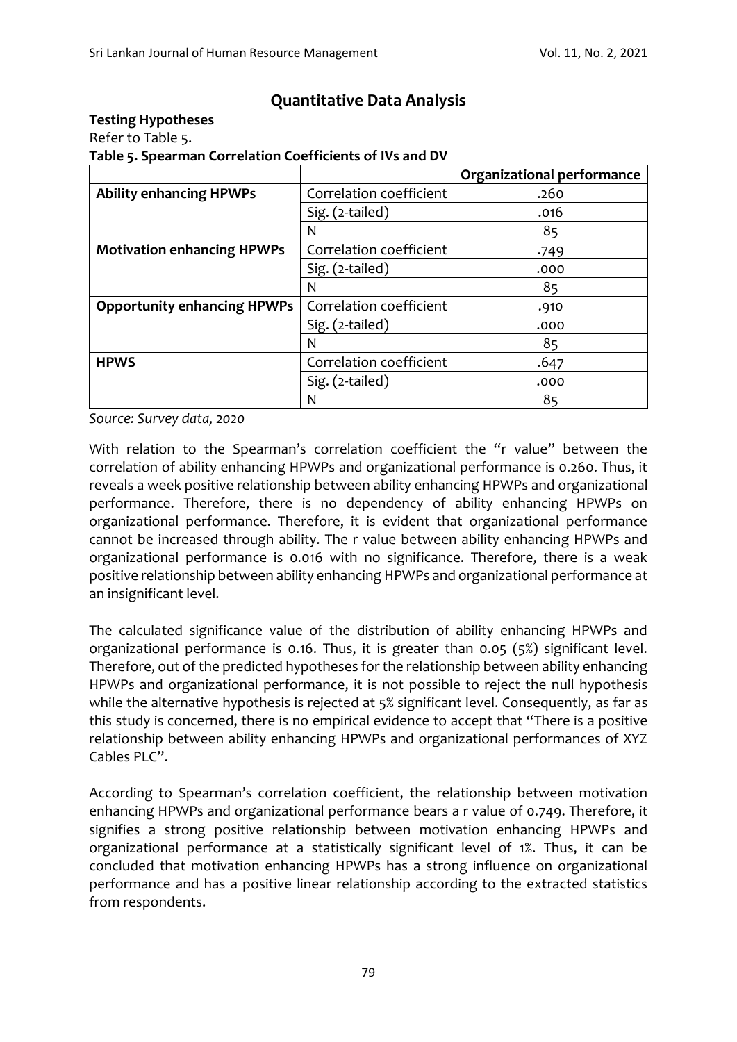## Quantitative Data Analysis

**Testing Hypotheses**

Refer to Table 5.

**Table 5. Spearman Correlation Coefficients of IVs and DV**

| | | Organizational performance |
|---|---|---|
| **Ability enhancing HPWPs** | Correlation coefficient | .260 |
| | Sig. (2-tailed) | .016 |
| | N | 85 |
| **Motivation enhancing HPWPs** | Correlation coefficient | .749 |
| | Sig. (2-tailed) | .000 |
| | N | 85 |
| **Opportunity enhancing HPWPs** | Correlation coefficient | .910 |
| | Sig. (2-tailed) | .000 |
| | N | 85 |
| **HPWS** | Correlation coefficient | .647 |
| | Sig. (2-tailed) | .000 |
| | N | 85 |

*Source: Survey data, 2020*

With relation to the Spearman's correlation coefficient the "r value" between the correlation of ability enhancing HPWPs and organizational performance is 0.260. Thus, it reveals a week positive relationship between ability enhancing HPWPs and organizational performance. Therefore, there is no dependency of ability enhancing HPWPs on organizational performance. Therefore, it is evident that organizational performance cannot be increased through ability. The r value between ability enhancing HPWPs and organizational performance is 0.016 with no significance. Therefore, there is a weak positive relationship between ability enhancing HPWPs and organizational performance at an insignificant level.

The calculated significance value of the distribution of ability enhancing HPWPs and organizational performance is 0.16. Thus, it is greater than 0.05 (5%) significant level. Therefore, out of the predicted hypotheses for the relationship between ability enhancing HPWPs and organizational performance, it is not possible to reject the null hypothesis while the alternative hypothesis is rejected at 5% significant level. Consequently, as far as this study is concerned, there is no empirical evidence to accept that "There is a positive relationship between ability enhancing HPWPs and organizational performances of XYZ Cables PLC".

According to Spearman's correlation coefficient, the relationship between motivation enhancing HPWPs and organizational performance bears a r value of 0.749. Therefore, it signifies a strong positive relationship between motivation enhancing HPWPs and organizational performance at a statistically significant level of 1%. Thus, it can be concluded that motivation enhancing HPWPs has a strong influence on organizational performance and has a positive linear relationship according to the extracted statistics from respondents.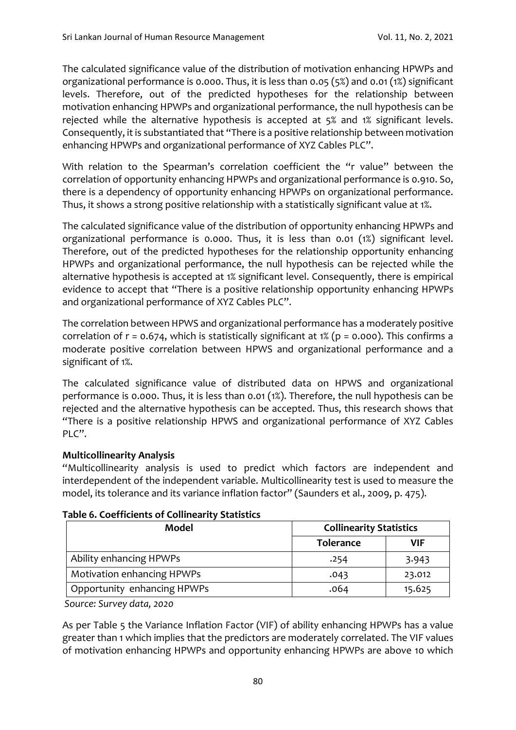The calculated significance value of the distribution of motivation enhancing HPWPs and organizational performance is 0.000. Thus, it is less than 0.05 (5%) and 0.01 (1%) significant levels. Therefore, out of the predicted hypotheses for the relationship between motivation enhancing HPWPs and organizational performance, the null hypothesis can be rejected while the alternative hypothesis is accepted at 5% and 1% significant levels. Consequently, it is substantiated that "There is a positive relationship between motivation enhancing HPWPs and organizational performance of XYZ Cables PLC".

With relation to the Spearman's correlation coefficient the "r value" between the correlation of opportunity enhancing HPWPs and organizational performance is 0.910. So, there is a dependency of opportunity enhancing HPWPs on organizational performance. Thus, it shows a strong positive relationship with a statistically significant value at 1%.

The calculated significance value of the distribution of opportunity enhancing HPWPs and organizational performance is 0.000. Thus, it is less than 0.01 (1%) significant level. Therefore, out of the predicted hypotheses for the relationship opportunity enhancing HPWPs and organizational performance, the null hypothesis can be rejected while the alternative hypothesis is accepted at 1% significant level. Consequently, there is empirical evidence to accept that "There is a positive relationship opportunity enhancing HPWPs and organizational performance of XYZ Cables PLC".

The correlation between HPWS and organizational performance has a moderately positive correlation of $r = 0.674$, which is statistically significant at 1% ($p = 0.000$). This confirms a moderate positive correlation between HPWS and organizational performance and a significant of 1%.

The calculated significance value of distributed data on HPWS and organizational performance is 0.000. Thus, it is less than 0.01 (1%). Therefore, the null hypothesis can be rejected and the alternative hypothesis can be accepted. Thus, this research shows that "There is a positive relationship HPWS and organizational performance of XYZ Cables PLC".

**Multicollinearity Analysis**

"Multicollinearity analysis is used to predict which factors are independent and interdependent of the independent variable. Multicollinearity test is used to measure the model, its tolerance and its variance inflation factor" (Saunders et al., 2009, p. 475).

**Table 6. Coefficients of Collinearity Statistics**

| Model | Collinearity Statistics | |
|---|---|---|
| | **Tolerance** | **VIF** |
| Ability enhancing HPWPs | .254 | 3.943 |
| Motivation enhancing HPWPs | .043 | 23.012 |
| Opportunity enhancing HPWPs | .064 | 15.625 |

*Source: Survey data, 2020*

As per Table 5 the Variance Inflation Factor (VIF) of ability enhancing HPWPs has a value greater than 1 which implies that the predictors are moderately correlated. The VIF values of motivation enhancing HPWPs and opportunity enhancing HPWPs are above 10 which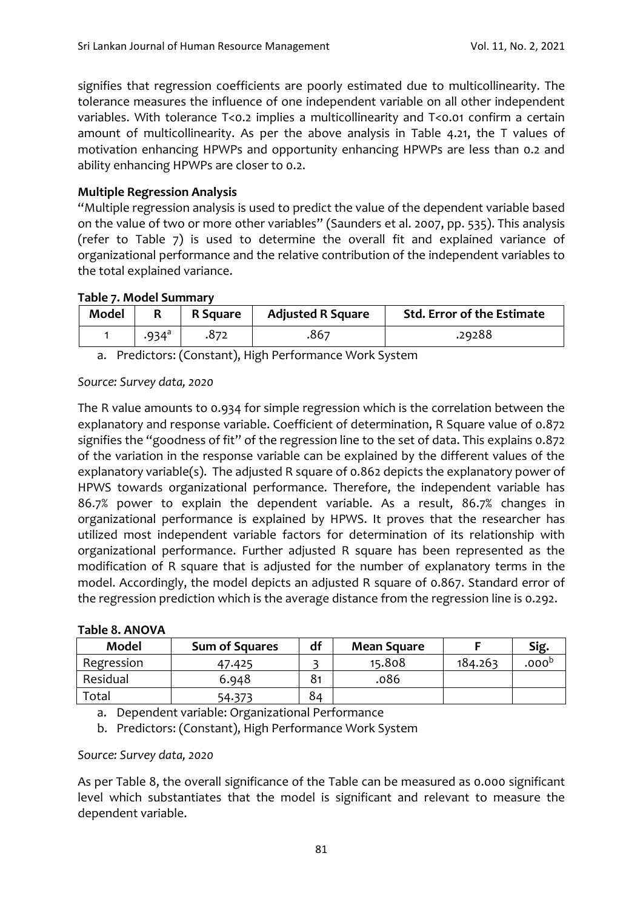signifies that regression coefficients are poorly estimated due to multicollinearity. The tolerance measures the influence of one independent variable on all other independent variables. With tolerance T<0.2 implies a multicollinearity and T<0.01 confirm a certain amount of multicollinearity. As per the above analysis in Table 4.21, the T values of motivation enhancing HPWPs and opportunity enhancing HPWPs are less than 0.2 and ability enhancing HPWPs are closer to 0.2.

**Multiple Regression Analysis**

"Multiple regression analysis is used to predict the value of the dependent variable based on the value of two or more other variables" (Saunders et al. 2007, pp. 535). This analysis (refer to Table 7) is used to determine the overall fit and explained variance of organizational performance and the relative contribution of the independent variables to the total explained variance.

**Table 7. Model Summary**

| Model | R | R Square | Adjusted R Square | Std. Error of the Estimate |
|---|---|---|---|---|
| 1 | .934[a] | .872 | .867 | .29288 |

a. Predictors: (Constant), High Performance Work System

*Source: Survey data, 2020*

The R value amounts to 0.934 for simple regression which is the correlation between the explanatory and response variable. Coefficient of determination, R Square value of 0.872 signifies the "goodness of fit" of the regression line to the set of data. This explains 0.872 of the variation in the response variable can be explained by the different values of the explanatory variable(s). The adjusted R square of 0.862 depicts the explanatory power of HPWS towards organizational performance. Therefore, the independent variable has 86.7% power to explain the dependent variable. As a result, 86.7% changes in organizational performance is explained by HPWS. It proves that the researcher has utilized most independent variable factors for determination of its relationship with organizational performance. Further adjusted R square has been represented as the modification of R square that is adjusted for the number of explanatory terms in the model. Accordingly, the model depicts an adjusted R square of 0.867. Standard error of the regression prediction which is the average distance from the regression line is 0.292.

**Table 8. ANOVA**

| Model | Sum of Squares | df | Mean Square | F | Sig. |
|---|---|---|---|---|---|
| Regression | 47.425 | 3 | 15.808 | 184.263 | .000[b] |
| Residual | 6.948 | 81 | .086 | | |
| Total | 54.373 | 84 | | | |

a. Dependent variable: Organizational Performance

b. Predictors: (Constant), High Performance Work System

*Source: Survey data, 2020*

As per Table 8, the overall significance of the Table can be measured as 0.000 significant level which substantiates that the model is significant and relevant to measure the dependent variable.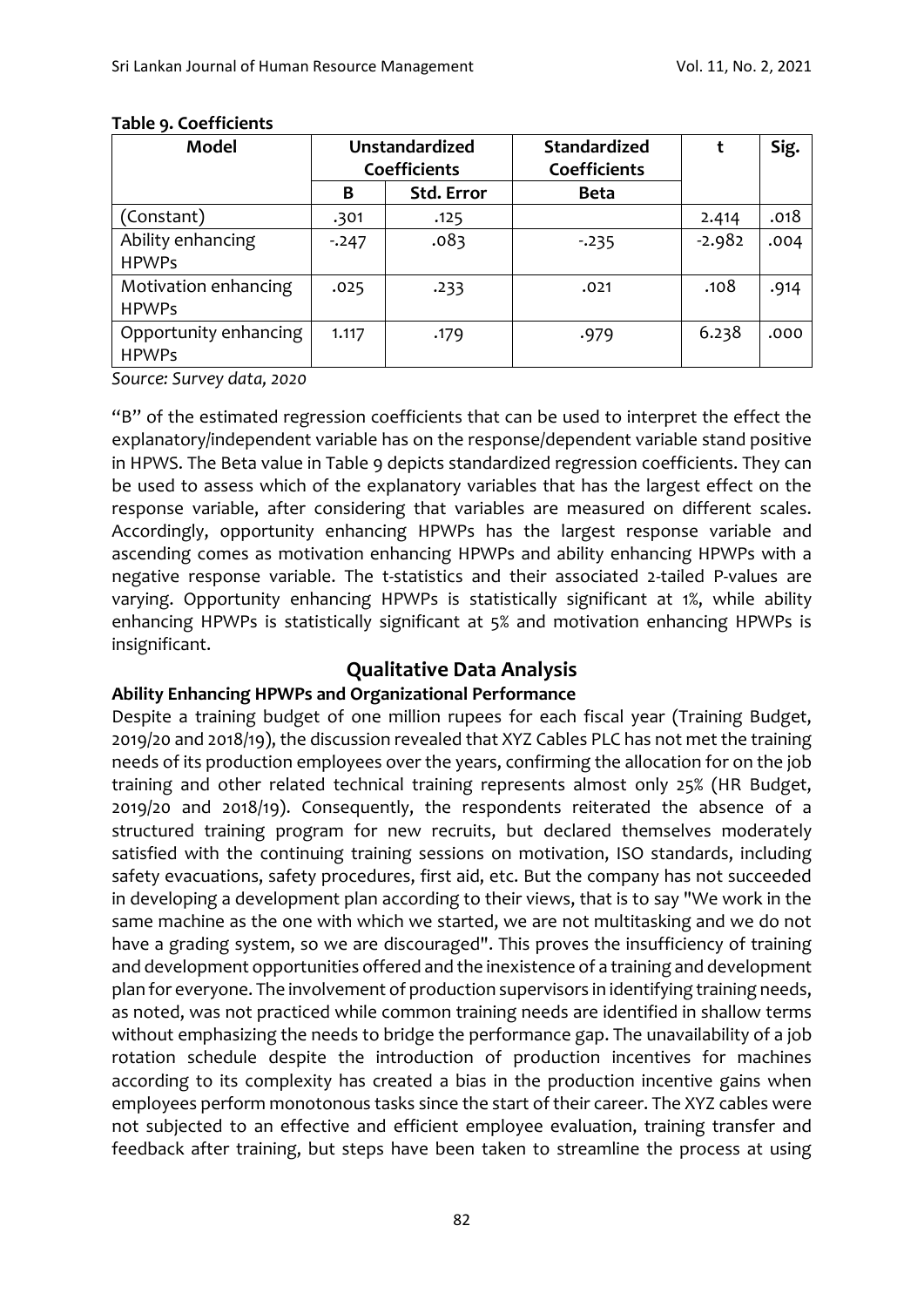**Table 9. Coefficients**

| Model | Unstandardized Coefficients | | Standardized Coefficients | t | Sig. |
|---|---|---|---|---|---|
| | B | Std. Error | Beta | | |
| (Constant) | .301 | .125 | | 2.414 | .018 |
| Ability enhancing HPWPs | -.247 | .083 | -.235 | -2.982 | .004 |
| Motivation enhancing HPWPs | .025 | .233 | .021 | .108 | .914 |
| Opportunity enhancing HPWPs | 1.117 | .179 | .979 | 6.238 | .000 |

*Source: Survey data, 2020*

"B" of the estimated regression coefficients that can be used to interpret the effect the explanatory/independent variable has on the response/dependent variable stand positive in HPWS. The Beta value in Table 9 depicts standardized regression coefficients. They can be used to assess which of the explanatory variables that has the largest effect on the response variable, after considering that variables are measured on different scales. Accordingly, opportunity enhancing HPWPs has the largest response variable and ascending comes as motivation enhancing HPWPs and ability enhancing HPWPs with a negative response variable. The t-statistics and their associated 2-tailed P-values are varying. Opportunity enhancing HPWPs is statistically significant at 1%, while ability enhancing HPWPs is statistically significant at 5% and motivation enhancing HPWPs is insignificant.

## Qualitative Data Analysis

### Ability Enhancing HPWPs and Organizational Performance

Despite a training budget of one million rupees for each fiscal year (Training Budget, 2019/20 and 2018/19), the discussion revealed that XYZ Cables PLC has not met the training needs of its production employees over the years, confirming the allocation for on the job training and other related technical training represents almost only 25% (HR Budget, 2019/20 and 2018/19). Consequently, the respondents reiterated the absence of a structured training program for new recruits, but declared themselves moderately satisfied with the continuing training sessions on motivation, ISO standards, including safety evacuations, safety procedures, first aid, etc. But the company has not succeeded in developing a development plan according to their views, that is to say "We work in the same machine as the one with which we started, we are not multitasking and we do not have a grading system, so we are discouraged". This proves the insufficiency of training and development opportunities offered and the inexistence of a training and development plan for everyone. The involvement of production supervisors in identifying training needs, as noted, was not practiced while common training needs are identified in shallow terms without emphasizing the needs to bridge the performance gap. The unavailability of a job rotation schedule despite the introduction of production incentives for machines according to its complexity has created a bias in the production incentive gains when employees perform monotonous tasks since the start of their career. The XYZ cables were not subjected to an effective and efficient employee evaluation, training transfer and feedback after training, but steps have been taken to streamline the process at using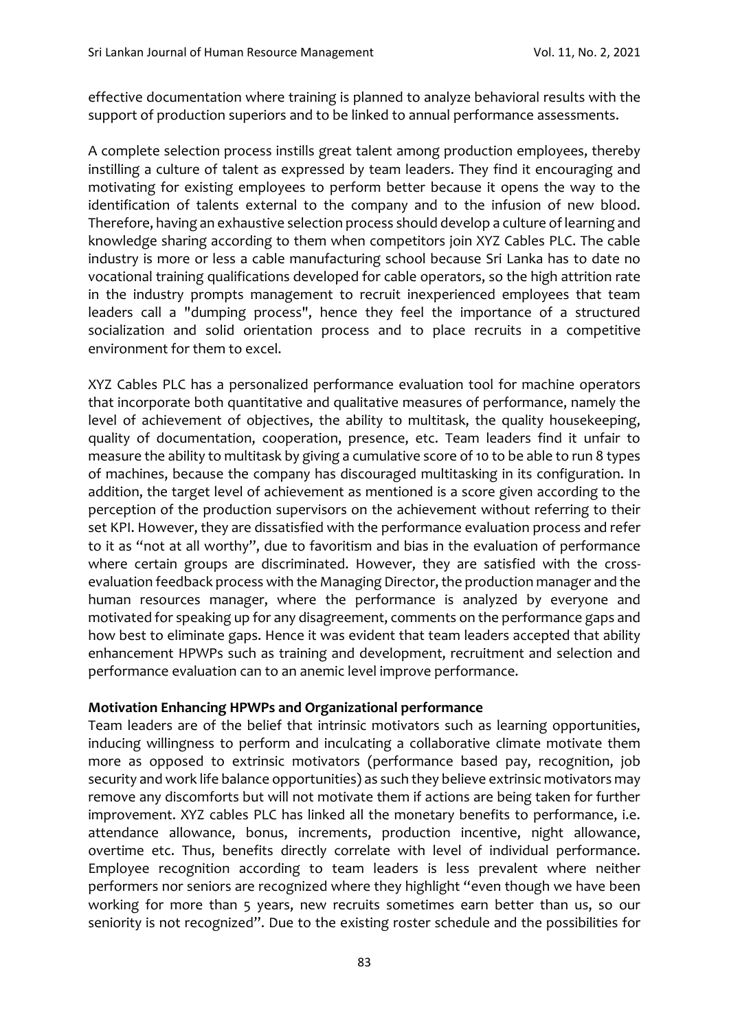effective documentation where training is planned to analyze behavioral results with the support of production superiors and to be linked to annual performance assessments.

A complete selection process instills great talent among production employees, thereby instilling a culture of talent as expressed by team leaders. They find it encouraging and motivating for existing employees to perform better because it opens the way to the identification of talents external to the company and to the infusion of new blood. Therefore, having an exhaustive selection process should develop a culture of learning and knowledge sharing according to them when competitors join XYZ Cables PLC. The cable industry is more or less a cable manufacturing school because Sri Lanka has to date no vocational training qualifications developed for cable operators, so the high attrition rate in the industry prompts management to recruit inexperienced employees that team leaders call a "dumping process", hence they feel the importance of a structured socialization and solid orientation process and to place recruits in a competitive environment for them to excel.

XYZ Cables PLC has a personalized performance evaluation tool for machine operators that incorporate both quantitative and qualitative measures of performance, namely the level of achievement of objectives, the ability to multitask, the quality housekeeping, quality of documentation, cooperation, presence, etc. Team leaders find it unfair to measure the ability to multitask by giving a cumulative score of 10 to be able to run 8 types of machines, because the company has discouraged multitasking in its configuration. In addition, the target level of achievement as mentioned is a score given according to the perception of the production supervisors on the achievement without referring to their set KPI. However, they are dissatisfied with the performance evaluation process and refer to it as "not at all worthy", due to favoritism and bias in the evaluation of performance where certain groups are discriminated. However, they are satisfied with the cross-evaluation feedback process with the Managing Director, the production manager and the human resources manager, where the performance is analyzed by everyone and motivated for speaking up for any disagreement, comments on the performance gaps and how best to eliminate gaps. Hence it was evident that team leaders accepted that ability enhancement HPWPs such as training and development, recruitment and selection and performance evaluation can to an anemic level improve performance.

**Motivation Enhancing HPWPs and Organizational performance**

Team leaders are of the belief that intrinsic motivators such as learning opportunities, inducing willingness to perform and inculcating a collaborative climate motivate them more as opposed to extrinsic motivators (performance based pay, recognition, job security and work life balance opportunities) as such they believe extrinsic motivators may remove any discomforts but will not motivate them if actions are being taken for further improvement. XYZ cables PLC has linked all the monetary benefits to performance, i.e. attendance allowance, bonus, increments, production incentive, night allowance, overtime etc. Thus, benefits directly correlate with level of individual performance. Employee recognition according to team leaders is less prevalent where neither performers nor seniors are recognized where they highlight "even though we have been working for more than 5 years, new recruits sometimes earn better than us, so our seniority is not recognized". Due to the existing roster schedule and the possibilities for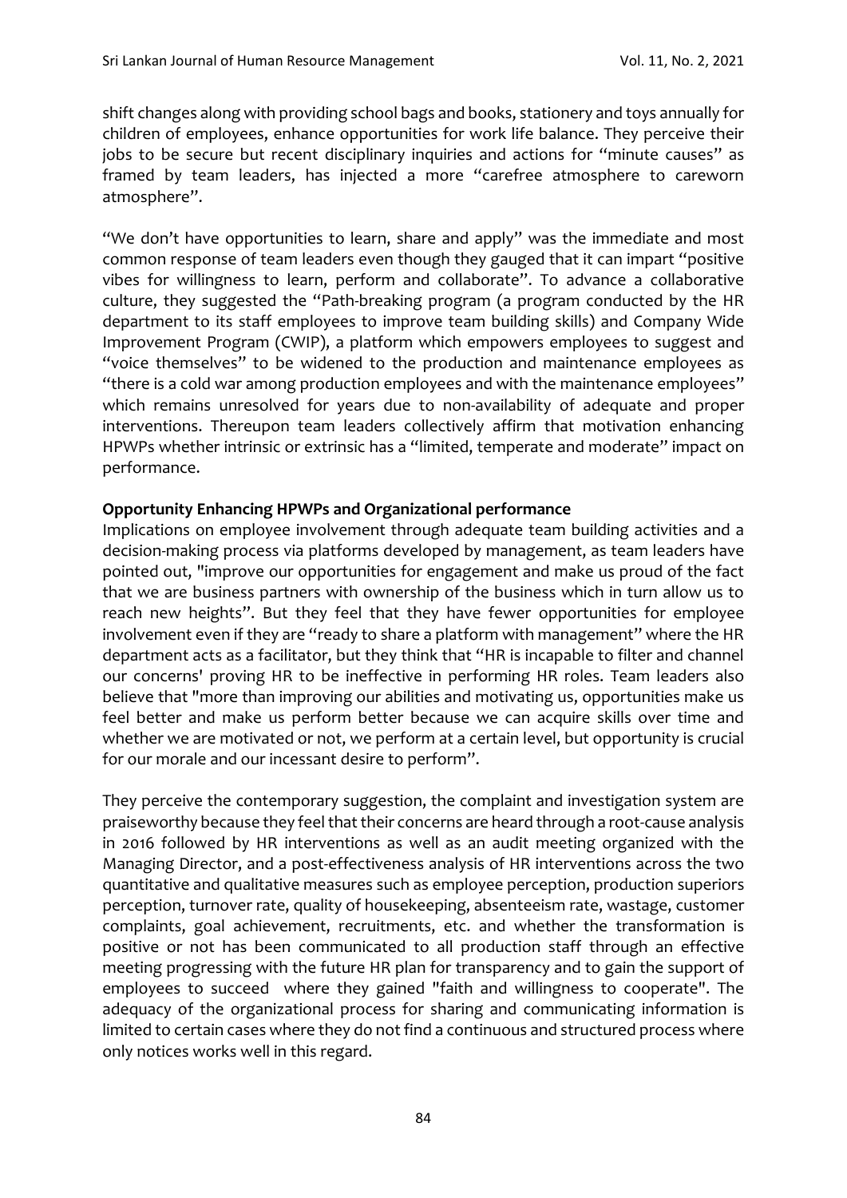shift changes along with providing school bags and books, stationery and toys annually for children of employees, enhance opportunities for work life balance. They perceive their jobs to be secure but recent disciplinary inquiries and actions for "minute causes" as framed by team leaders, has injected a more "carefree atmosphere to careworn atmosphere".

"We don't have opportunities to learn, share and apply" was the immediate and most common response of team leaders even though they gauged that it can impart "positive vibes for willingness to learn, perform and collaborate". To advance a collaborative culture, they suggested the "Path-breaking program (a program conducted by the HR department to its staff employees to improve team building skills) and Company Wide Improvement Program (CWIP), a platform which empowers employees to suggest and "voice themselves" to be widened to the production and maintenance employees as "there is a cold war among production employees and with the maintenance employees" which remains unresolved for years due to non-availability of adequate and proper interventions. Thereupon team leaders collectively affirm that motivation enhancing HPWPs whether intrinsic or extrinsic has a "limited, temperate and moderate" impact on performance.

**Opportunity Enhancing HPWPs and Organizational performance**

Implications on employee involvement through adequate team building activities and a decision-making process via platforms developed by management, as team leaders have pointed out, "improve our opportunities for engagement and make us proud of the fact that we are business partners with ownership of the business which in turn allow us to reach new heights". But they feel that they have fewer opportunities for employee involvement even if they are "ready to share a platform with management" where the HR department acts as a facilitator, but they think that "HR is incapable to filter and channel our concerns' proving HR to be ineffective in performing HR roles. Team leaders also believe that "more than improving our abilities and motivating us, opportunities make us feel better and make us perform better because we can acquire skills over time and whether we are motivated or not, we perform at a certain level, but opportunity is crucial for our morale and our incessant desire to perform".

They perceive the contemporary suggestion, the complaint and investigation system are praiseworthy because they feel that their concerns are heard through a root-cause analysis in 2016 followed by HR interventions as well as an audit meeting organized with the Managing Director, and a post-effectiveness analysis of HR interventions across the two quantitative and qualitative measures such as employee perception, production superiors perception, turnover rate, quality of housekeeping, absenteeism rate, wastage, customer complaints, goal achievement, recruitments, etc. and whether the transformation is positive or not has been communicated to all production staff through an effective meeting progressing with the future HR plan for transparency and to gain the support of employees to succeed where they gained "faith and willingness to cooperate". The adequacy of the organizational process for sharing and communicating information is limited to certain cases where they do not find a continuous and structured process where only notices works well in this regard.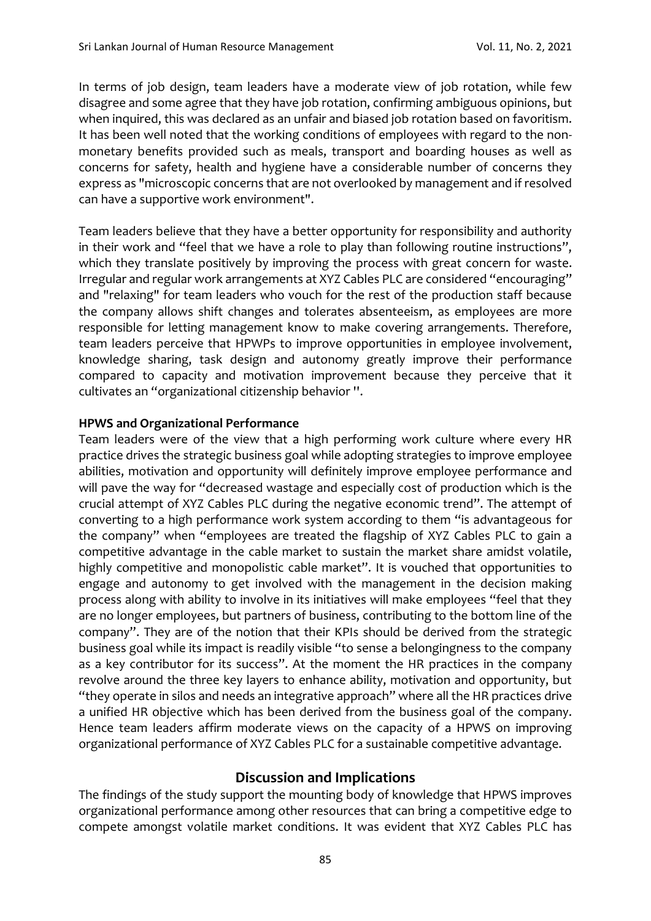In terms of job design, team leaders have a moderate view of job rotation, while few disagree and some agree that they have job rotation, confirming ambiguous opinions, but when inquired, this was declared as an unfair and biased job rotation based on favoritism. It has been well noted that the working conditions of employees with regard to the non-monetary benefits provided such as meals, transport and boarding houses as well as concerns for safety, health and hygiene have a considerable number of concerns they express as "microscopic concerns that are not overlooked by management and if resolved can have a supportive work environment".

Team leaders believe that they have a better opportunity for responsibility and authority in their work and "feel that we have a role to play than following routine instructions", which they translate positively by improving the process with great concern for waste. Irregular and regular work arrangements at XYZ Cables PLC are considered "encouraging" and "relaxing" for team leaders who vouch for the rest of the production staff because the company allows shift changes and tolerates absenteeism, as employees are more responsible for letting management know to make covering arrangements. Therefore, team leaders perceive that HPWPs to improve opportunities in employee involvement, knowledge sharing, task design and autonomy greatly improve their performance compared to capacity and motivation improvement because they perceive that it cultivates an "organizational citizenship behavior ".

**HPWS and Organizational Performance**

Team leaders were of the view that a high performing work culture where every HR practice drives the strategic business goal while adopting strategies to improve employee abilities, motivation and opportunity will definitely improve employee performance and will pave the way for "decreased wastage and especially cost of production which is the crucial attempt of XYZ Cables PLC during the negative economic trend". The attempt of converting to a high performance work system according to them "is advantageous for the company" when "employees are treated the flagship of XYZ Cables PLC to gain a competitive advantage in the cable market to sustain the market share amidst volatile, highly competitive and monopolistic cable market". It is vouched that opportunities to engage and autonomy to get involved with the management in the decision making process along with ability to involve in its initiatives will make employees "feel that they are no longer employees, but partners of business, contributing to the bottom line of the company". They are of the notion that their KPIs should be derived from the strategic business goal while its impact is readily visible "to sense a belongingness to the company as a key contributor for its success". At the moment the HR practices in the company revolve around the three key layers to enhance ability, motivation and opportunity, but "they operate in silos and needs an integrative approach" where all the HR practices drive a unified HR objective which has been derived from the business goal of the company. Hence team leaders affirm moderate views on the capacity of a HPWS on improving organizational performance of XYZ Cables PLC for a sustainable competitive advantage.

## Discussion and Implications

The findings of the study support the mounting body of knowledge that HPWS improves organizational performance among other resources that can bring a competitive edge to compete amongst volatile market conditions. It was evident that XYZ Cables PLC has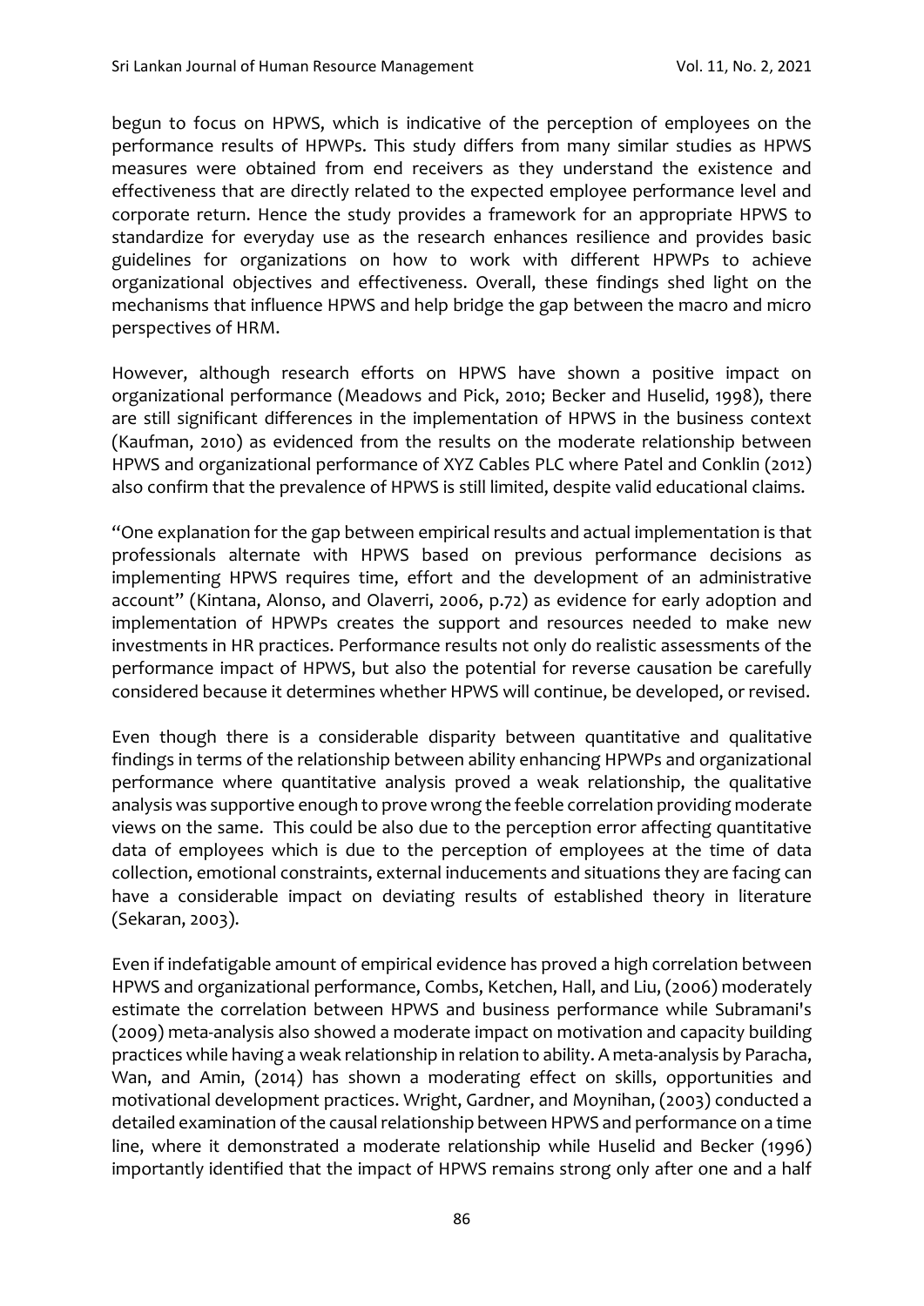begun to focus on HPWS, which is indicative of the perception of employees on the performance results of HPWPs. This study differs from many similar studies as HPWS measures were obtained from end receivers as they understand the existence and effectiveness that are directly related to the expected employee performance level and corporate return. Hence the study provides a framework for an appropriate HPWS to standardize for everyday use as the research enhances resilience and provides basic guidelines for organizations on how to work with different HPWPs to achieve organizational objectives and effectiveness. Overall, these findings shed light on the mechanisms that influence HPWS and help bridge the gap between the macro and micro perspectives of HRM.

However, although research efforts on HPWS have shown a positive impact on organizational performance (Meadows and Pick, 2010; Becker and Huselid, 1998), there are still significant differences in the implementation of HPWS in the business context (Kaufman, 2010) as evidenced from the results on the moderate relationship between HPWS and organizational performance of XYZ Cables PLC where Patel and Conklin (2012) also confirm that the prevalence of HPWS is still limited, despite valid educational claims.

"One explanation for the gap between empirical results and actual implementation is that professionals alternate with HPWS based on previous performance decisions as implementing HPWS requires time, effort and the development of an administrative account" (Kintana, Alonso, and Olaverri, 2006, p.72) as evidence for early adoption and implementation of HPWPs creates the support and resources needed to make new investments in HR practices. Performance results not only do realistic assessments of the performance impact of HPWS, but also the potential for reverse causation be carefully considered because it determines whether HPWS will continue, be developed, or revised.

Even though there is a considerable disparity between quantitative and qualitative findings in terms of the relationship between ability enhancing HPWPs and organizational performance where quantitative analysis proved a weak relationship, the qualitative analysis was supportive enough to prove wrong the feeble correlation providing moderate views on the same. This could be also due to the perception error affecting quantitative data of employees which is due to the perception of employees at the time of data collection, emotional constraints, external inducements and situations they are facing can have a considerable impact on deviating results of established theory in literature (Sekaran, 2003).

Even if indefatigable amount of empirical evidence has proved a high correlation between HPWS and organizational performance, Combs, Ketchen, Hall, and Liu, (2006) moderately estimate the correlation between HPWS and business performance while Subramani's (2009) meta-analysis also showed a moderate impact on motivation and capacity building practices while having a weak relationship in relation to ability. A meta-analysis by Paracha, Wan, and Amin, (2014) has shown a moderating effect on skills, opportunities and motivational development practices. Wright, Gardner, and Moynihan, (2003) conducted a detailed examination of the causal relationship between HPWS and performance on a time line, where it demonstrated a moderate relationship while Huselid and Becker (1996) importantly identified that the impact of HPWS remains strong only after one and a half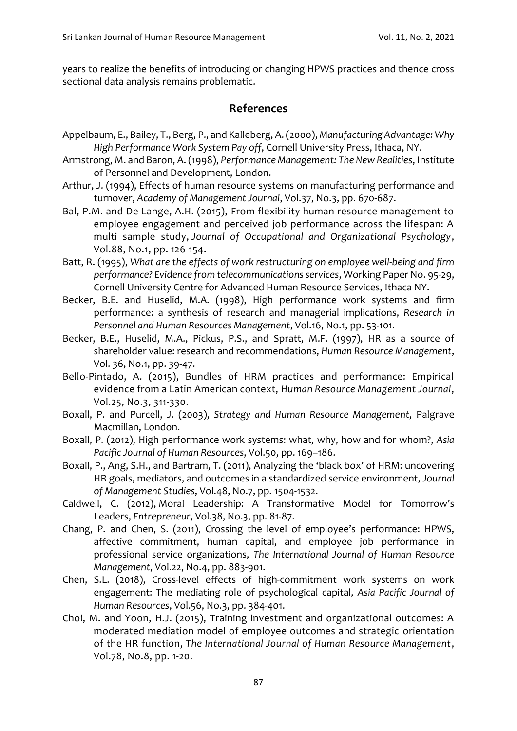years to realize the benefits of introducing or changing HPWS practices and thence cross sectional data analysis remains problematic.

## References

Appelbaum, E., Bailey, T., Berg, P., and Kalleberg, A. (2000), *Manufacturing Advantage: Why High Performance Work System Pay off*, Cornell University Press, Ithaca, NY.

Armstrong, M. and Baron, A. (1998), *Performance Management: The New Realities*, Institute of Personnel and Development, London.

Arthur, J. (1994), Effects of human resource systems on manufacturing performance and turnover, *Academy of Management Journal*, Vol.37, No.3, pp. 670-687.

Bal, P.M. and De Lange, A.H. (2015), From flexibility human resource management to employee engagement and perceived job performance across the lifespan: A multi sample study, *Journal of Occupational and Organizational Psychology*, Vol.88, No.1, pp. 126-154.

Batt, R. (1995), *What are the effects of work restructuring on employee well-being and firm performance? Evidence from telecommunications services*, Working Paper No. 95-29, Cornell University Centre for Advanced Human Resource Services, Ithaca NY.

Becker, B.E. and Huselid, M.A. (1998), High performance work systems and firm performance: a synthesis of research and managerial implications, *Research in Personnel and Human Resources Management*, Vol.16, No.1, pp. 53-101.

Becker, B.E., Huselid, M.A., Pickus, P.S., and Spratt, M.F. (1997), HR as a source of shareholder value: research and recommendations, *Human Resource Management*, Vol. 36, No.1, pp. 39-47.

Bello-Pintado, A. (2015), Bundles of HRM practices and performance: Empirical evidence from a Latin American context, *Human Resource Management Journal*, Vol.25, No.3, 311-330.

Boxall, P. and Purcell, J. (2003), *Strategy and Human Resource Management*, Palgrave Macmillan, London.

Boxall, P. (2012), High performance work systems: what, why, how and for whom?, *Asia Pacific Journal of Human Resources*, Vol.50, pp. 169–186.

Boxall, P., Ang, S.H., and Bartram, T. (2011), Analyzing the 'black box' of HRM: uncovering HR goals, mediators, and outcomes in a standardized service environment, *Journal of Management Studies*, Vol.48, No.7, pp. 1504-1532.

Caldwell, C. (2012), Moral Leadership: A Transformative Model for Tomorrow's Leaders, *Entrepreneur*, Vol.38, No.3, pp. 81-87.

Chang, P. and Chen, S. (2011), Crossing the level of employee's performance: HPWS, affective commitment, human capital, and employee job performance in professional service organizations, *The International Journal of Human Resource Management*, Vol.22, No.4, pp. 883-901.

Chen, S.L. (2018), Cross-level effects of high-commitment work systems on work engagement: The mediating role of psychological capital, *Asia Pacific Journal of Human Resources*, Vol.56, No.3, pp. 384-401.

Choi, M. and Yoon, H.J. (2015), Training investment and organizational outcomes: A moderated mediation model of employee outcomes and strategic orientation of the HR function, *The International Journal of Human Resource Management*, Vol.78, No.8, pp. 1-20.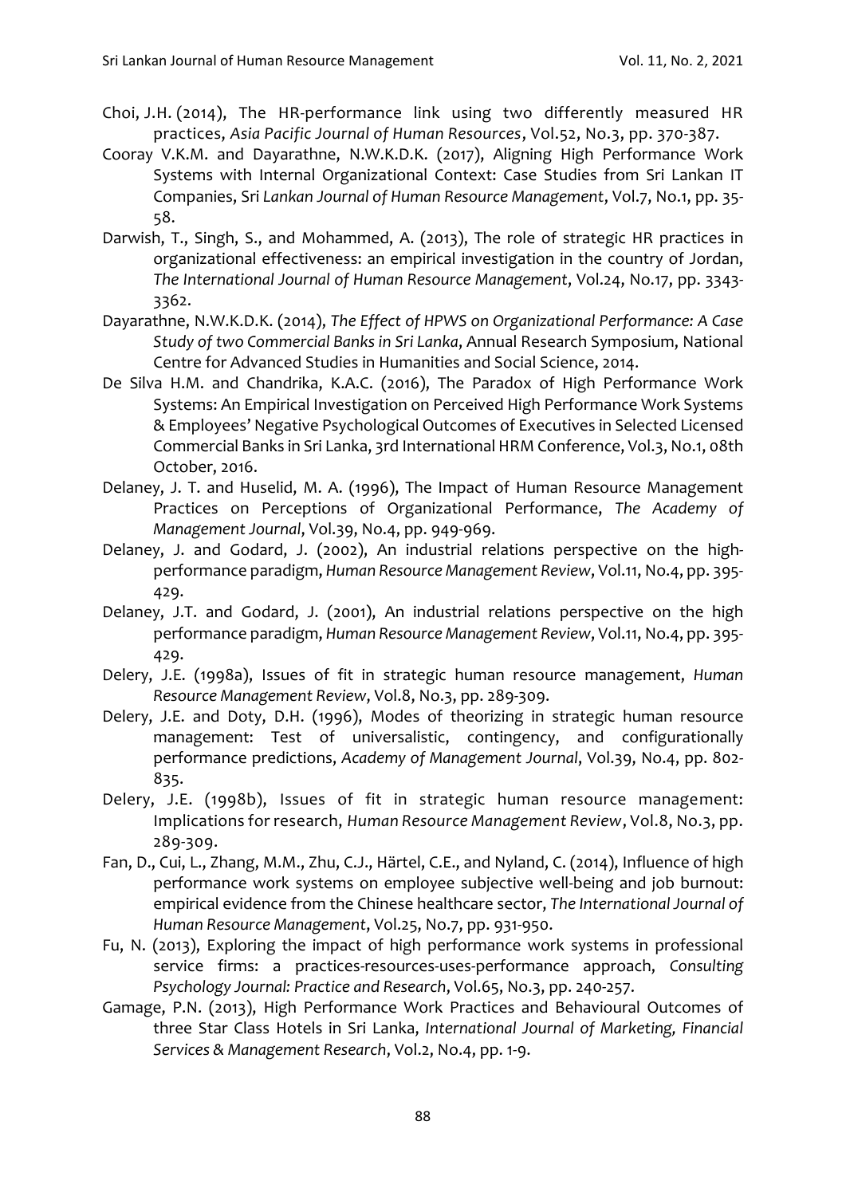Choi, J.H. (2014), The HR-performance link using two differently measured HR practices, *Asia Pacific Journal of Human Resources*, Vol.52, No.3, pp. 370-387.

Cooray V.K.M. and Dayarathne, N.W.K.D.K. (2017), Aligning High Performance Work Systems with Internal Organizational Context: Case Studies from Sri Lankan IT Companies, Sri *Lankan Journal of Human Resource Management*, Vol.7, No.1, pp. 35-58.

Darwish, T., Singh, S., and Mohammed, A. (2013), The role of strategic HR practices in organizational effectiveness: an empirical investigation in the country of Jordan, *The International Journal of Human Resource Management*, Vol.24, No.17, pp. 3343-3362.

Dayarathne, N.W.K.D.K. (2014), *The Effect of HPWS on Organizational Performance: A Case Study of two Commercial Banks in Sri Lanka*, Annual Research Symposium, National Centre for Advanced Studies in Humanities and Social Science, 2014.

De Silva H.M. and Chandrika, K.A.C. (2016), The Paradox of High Performance Work Systems: An Empirical Investigation on Perceived High Performance Work Systems & Employees' Negative Psychological Outcomes of Executives in Selected Licensed Commercial Banks in Sri Lanka, 3rd International HRM Conference, Vol.3, No.1, 08th October, 2016.

Delaney, J. T. and Huselid, M. A. (1996), The Impact of Human Resource Management Practices on Perceptions of Organizational Performance, *The Academy of Management Journal*, Vol.39, No.4, pp. 949-969.

Delaney, J. and Godard, J. (2002), An industrial relations perspective on the high-performance paradigm, *Human Resource Management Review*, Vol.11, No.4, pp. 395-429.

Delaney, J.T. and Godard, J. (2001), An industrial relations perspective on the high performance paradigm, *Human Resource Management Review*, Vol.11, No.4, pp. 395-429.

Delery, J.E. (1998a), Issues of fit in strategic human resource management, *Human Resource Management Review*, Vol.8, No.3, pp. 289-309.

Delery, J.E. and Doty, D.H. (1996), Modes of theorizing in strategic human resource management: Test of universalistic, contingency, and configurationally performance predictions, *Academy of Management Journal*, Vol.39, No.4, pp. 802-835.

Delery, J.E. (1998b), Issues of fit in strategic human resource management: Implications for research, *Human Resource Management Review*, Vol.8, No.3, pp. 289-309.

Fan, D., Cui, L., Zhang, M.M., Zhu, C.J., Härtel, C.E., and Nyland, C. (2014), Influence of high performance work systems on employee subjective well-being and job burnout: empirical evidence from the Chinese healthcare sector, *The International Journal of Human Resource Management*, Vol.25, No.7, pp. 931-950.

Fu, N. (2013), Exploring the impact of high performance work systems in professional service firms: a practices-resources-uses-performance approach, *Consulting Psychology Journal: Practice and Research*, Vol.65, No.3, pp. 240-257.

Gamage, P.N. (2013), High Performance Work Practices and Behavioural Outcomes of three Star Class Hotels in Sri Lanka, *International Journal of Marketing, Financial Services & Management Research*, Vol.2, No.4, pp. 1-9.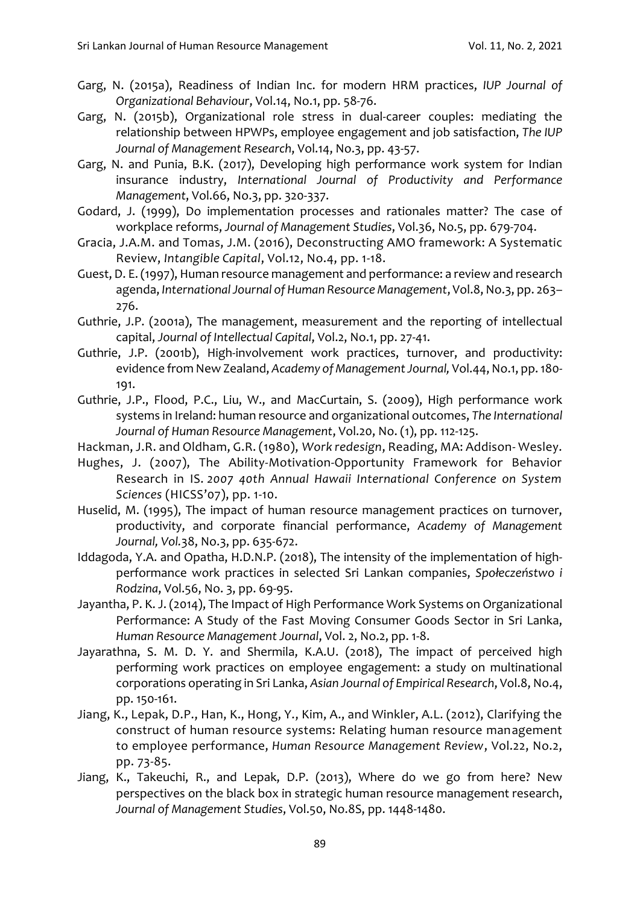Garg, N. (2015a), Readiness of Indian Inc. for modern HRM practices, *IUP Journal of Organizational Behaviour*, Vol.14, No.1, pp. 58-76.

Garg, N. (2015b), Organizational role stress in dual-career couples: mediating the relationship between HPWPs, employee engagement and job satisfaction, *The IUP Journal of Management Research*, Vol.14, No.3, pp. 43-57.

Garg, N. and Punia, B.K. (2017), Developing high performance work system for Indian insurance industry, *International Journal of Productivity and Performance Management*, Vol.66, No.3, pp. 320-337.

Godard, J. (1999), Do implementation processes and rationales matter? The case of workplace reforms, *Journal of Management Studies*, Vol.36, No.5, pp. 679-704.

Gracia, J.A.M. and Tomas, J.M. (2016), Deconstructing AMO framework: A Systematic Review, *Intangible Capital*, Vol.12, No.4, pp. 1-18.

Guest, D. E. (1997), Human resource management and performance: a review and research agenda, *International Journal of Human Resource Management*, Vol.8, No.3, pp. 263–276.

Guthrie, J.P. (2001a), The management, measurement and the reporting of intellectual capital, *Journal of Intellectual Capital*, Vol.2, No.1, pp. 27-41.

Guthrie, J.P. (2001b), High-involvement work practices, turnover, and productivity: evidence from New Zealand, *Academy of Management Journal,* Vol.44, No.1, pp. 180-191.

Guthrie, J.P., Flood, P.C., Liu, W., and MacCurtain, S. (2009), High performance work systems in Ireland: human resource and organizational outcomes, *The International Journal of Human Resource Management*, Vol.20, No. (1), pp. 112-125.

Hackman, J.R. and Oldham, G.R. (1980), *Work redesign*, Reading, MA: Addison- Wesley.

Hughes, J. (2007), The Ability-Motivation-Opportunity Framework for Behavior Research in IS. *2007 40th Annual Hawaii International Conference on System Sciences* (HICSS'07), pp. 1-10.

Huselid, M. (1995), The impact of human resource management practices on turnover, productivity, and corporate financial performance, *Academy of Management Journal, Vol.*38, No.3, pp. 635-672.

Iddagoda, Y.A. and Opatha, H.D.N.P. (2018), The intensity of the implementation of high-performance work practices in selected Sri Lankan companies, *Społeczeństwo i Rodzina*, Vol.56, No. 3, pp. 69-95.

Jayantha, P. K. J. (2014), The Impact of High Performance Work Systems on Organizational Performance: A Study of the Fast Moving Consumer Goods Sector in Sri Lanka, *Human Resource Management Journal*, Vol. 2, No.2, pp. 1-8.

Jayarathna, S. M. D. Y. and Shermila, K.A.U. (2018), The impact of perceived high performing work practices on employee engagement: a study on multinational corporations operating in Sri Lanka, *Asian Journal of Empirical Research*, Vol.8, No.4, pp. 150-161.

Jiang, K., Lepak, D.P., Han, K., Hong, Y., Kim, A., and Winkler, A.L. (2012), Clarifying the construct of human resource systems: Relating human resource management to employee performance, *Human Resource Management Review*, Vol.22, No.2, pp. 73-85.

Jiang, K., Takeuchi, R., and Lepak, D.P. (2013), Where do we go from here? New perspectives on the black box in strategic human resource management research, *Journal of Management Studies*, Vol.50, No.8S, pp. 1448-1480.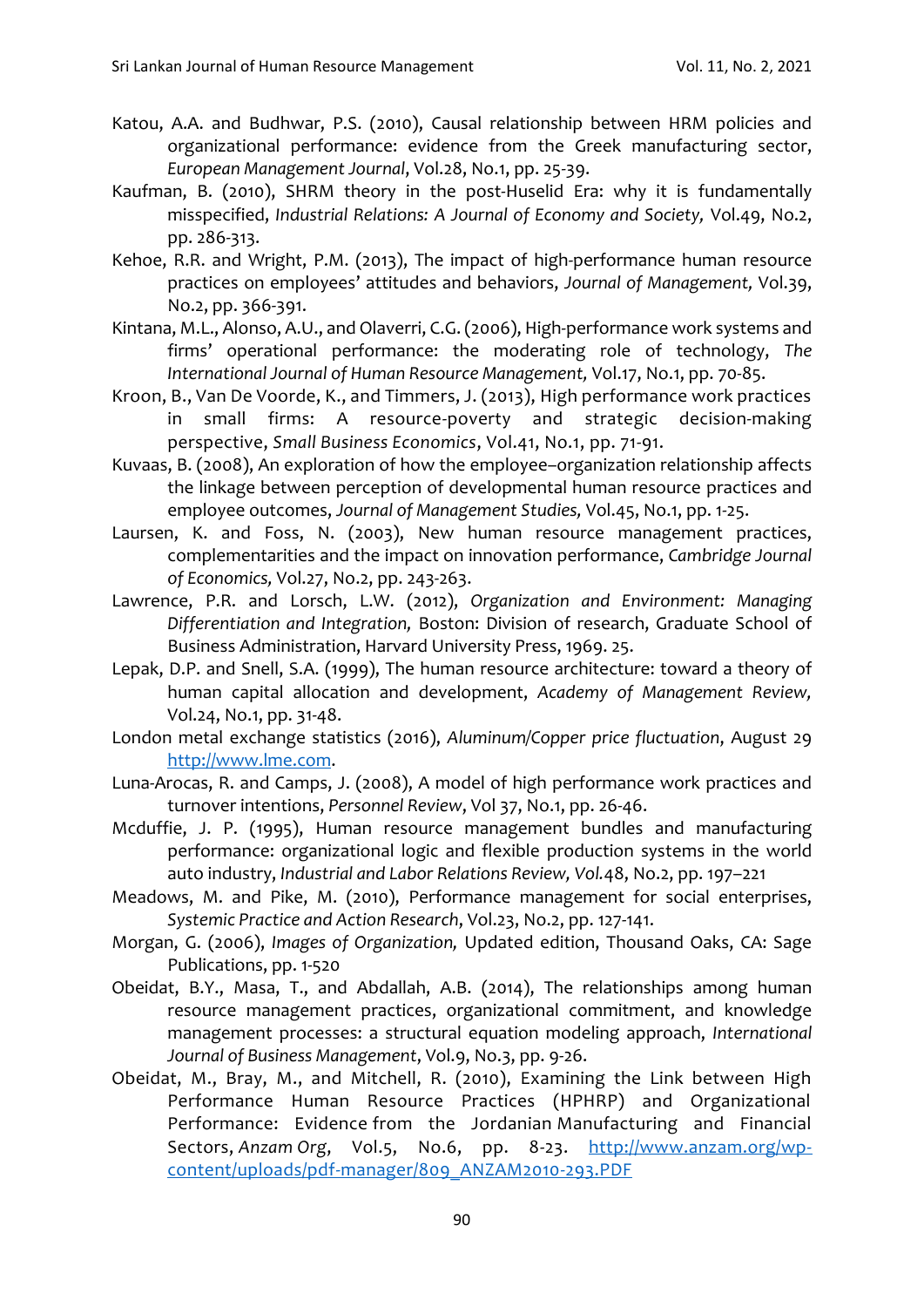Katou, A.A. and Budhwar, P.S. (2010), Causal relationship between HRM policies and organizational performance: evidence from the Greek manufacturing sector, *European Management Journal*, Vol.28, No.1, pp. 25-39.

Kaufman, B. (2010), SHRM theory in the post-Huselid Era: why it is fundamentally misspecified, *Industrial Relations: A Journal of Economy and Society,* Vol.49, No.2, pp. 286-313.

Kehoe, R.R. and Wright, P.M. (2013), The impact of high-performance human resource practices on employees' attitudes and behaviors, *Journal of Management,* Vol.39, No.2, pp. 366-391.

Kintana, M.L., Alonso, A.U., and Olaverri, C.G. (2006), High-performance work systems and firms' operational performance: the moderating role of technology, *The International Journal of Human Resource Management,* Vol.17, No.1, pp. 70-85.

Kroon, B., Van De Voorde, K., and Timmers, J. (2013), High performance work practices in small firms: A resource-poverty and strategic decision-making perspective, *Small Business Economics*, Vol.41, No.1, pp. 71-91.

Kuvaas, B. (2008), An exploration of how the employee–organization relationship affects the linkage between perception of developmental human resource practices and employee outcomes, *Journal of Management Studies,* Vol.45, No.1, pp. 1-25.

Laursen, K. and Foss, N. (2003), New human resource management practices, complementarities and the impact on innovation performance, *Cambridge Journal of Economics,* Vol.27, No.2, pp. 243-263.

Lawrence, P.R. and Lorsch, L.W. (2012), *Organization and Environment: Managing Differentiation and Integration,* Boston: Division of research, Graduate School of Business Administration, Harvard University Press, 1969. 25.

Lepak, D.P. and Snell, S.A. (1999), The human resource architecture: toward a theory of human capital allocation and development, *Academy of Management Review,* Vol.24, No.1, pp. 31-48.

London metal exchange statistics (2016), *Aluminum/Copper price fluctuation*, August 29 http://www.lme.com.

Luna-Arocas, R. and Camps, J. (2008), A model of high performance work practices and turnover intentions, *Personnel Review*, Vol 37, No.1, pp. 26-46.

Mcduffie, J. P. (1995), Human resource management bundles and manufacturing performance: organizational logic and flexible production systems in the world auto industry, *Industrial and Labor Relations Review, Vol.*48, No.2, pp. 197–221

Meadows, M. and Pike, M. (2010), Performance management for social enterprises, *Systemic Practice and Action Research*, Vol.23, No.2, pp. 127-141.

Morgan, G. (2006), *Images of Organization,* Updated edition, Thousand Oaks, CA: Sage Publications, pp. 1-520

Obeidat, B.Y., Masa, T., and Abdallah, A.B. (2014), The relationships among human resource management practices, organizational commitment, and knowledge management processes: a structural equation modeling approach, *International Journal of Business Management*, Vol.9, No.3, pp. 9-26.

Obeidat, M., Bray, M., and Mitchell, R. (2010), Examining the Link between High Performance Human Resource Practices (HPHRP) and Organizational Performance: Evidence from the Jordanian Manufacturing and Financial Sectors, *Anzam Org*, Vol.5, No.6, pp. 8-23. http://www.anzam.org/wp-content/uploads/pdf-manager/809_ANZAM2010-293.PDF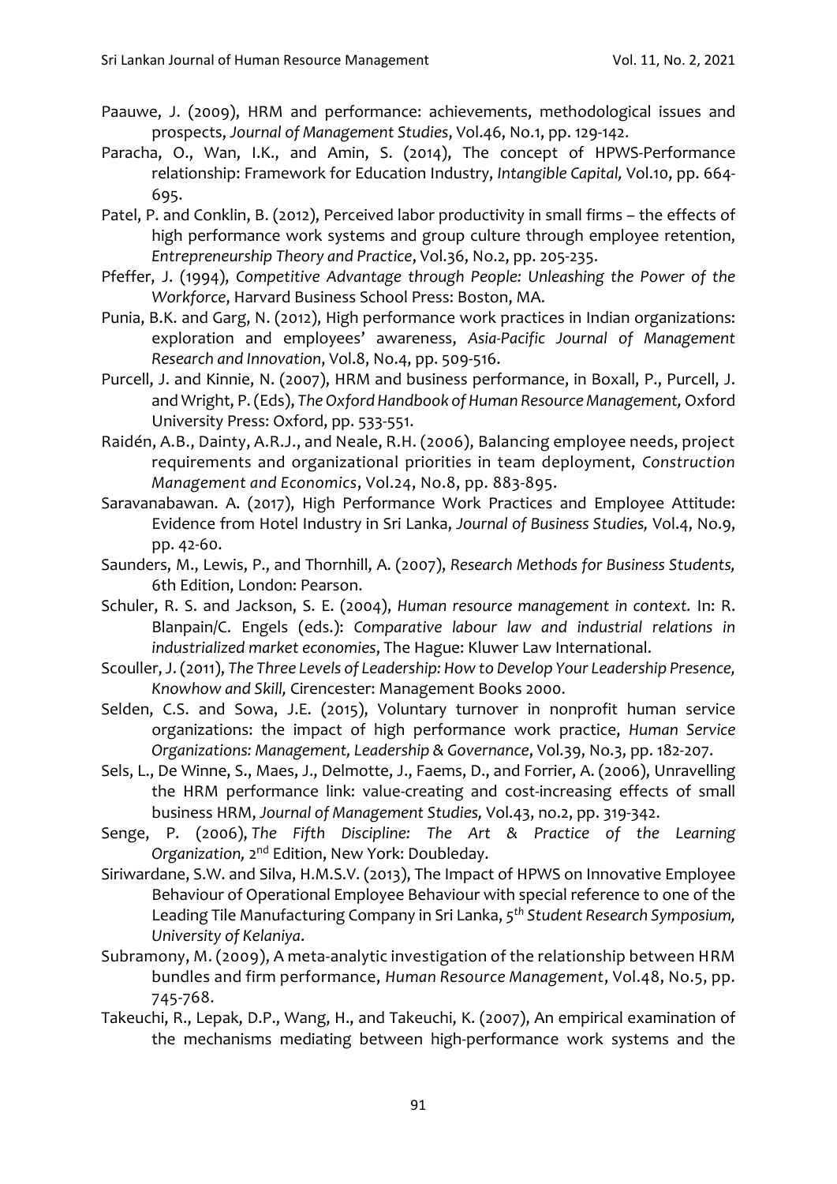Paauwe, J. (2009), HRM and performance: achievements, methodological issues and prospects, *Journal of Management Studies*, Vol.46, No.1, pp. 129-142.

Paracha, O., Wan, I.K., and Amin, S. (2014), The concept of HPWS-Performance relationship: Framework for Education Industry, *Intangible Capital,* Vol.10, pp. 664-695.

Patel, P. and Conklin, B. (2012), Perceived labor productivity in small firms – the effects of high performance work systems and group culture through employee retention, *Entrepreneurship Theory and Practice*, Vol.36, No.2, pp. 205-235.

Pfeffer, J. (1994), *Competitive Advantage through People: Unleashing the Power of the Workforce*, Harvard Business School Press: Boston, MA.

Punia, B.K. and Garg, N. (2012), High performance work practices in Indian organizations: exploration and employees' awareness, *Asia-Pacific Journal of Management Research and Innovation*, Vol.8, No.4, pp. 509-516.

Purcell, J. and Kinnie, N. (2007), HRM and business performance, in Boxall, P., Purcell, J. and Wright, P. (Eds), *The Oxford Handbook of Human Resource Management,* Oxford University Press: Oxford, pp. 533-551.

Raidén, A.B., Dainty, A.R.J., and Neale, R.H. (2006), Balancing employee needs, project requirements and organizational priorities in team deployment, *Construction Management and Economics*, Vol.24, No.8, pp. 883-895.

Saravanabawan. A. (2017), High Performance Work Practices and Employee Attitude: Evidence from Hotel Industry in Sri Lanka, *Journal of Business Studies,* Vol.4, No.9, pp. 42-60.

Saunders, M., Lewis, P., and Thornhill, A. (2007), *Research Methods for Business Students,* 6th Edition, London: Pearson.

Schuler, R. S. and Jackson, S. E. (2004), *Human resource management in context.* In: R. Blanpain/C. Engels (eds.): *Comparative labour law and industrial relations in industrialized market economies*, The Hague: Kluwer Law International.

Scouller, J. (2011), *The Three Levels of Leadership: How to Develop Your Leadership Presence, Knowhow and Skill,* Cirencester: Management Books 2000.

Selden, C.S. and Sowa, J.E. (2015), Voluntary turnover in nonprofit human service organizations: the impact of high performance work practice, *Human Service Organizations: Management, Leadership & Governance*, Vol.39, No.3, pp. 182-207.

Sels, L., De Winne, S., Maes, J., Delmotte, J., Faems, D., and Forrier, A. (2006), Unravelling the HRM performance link: value-creating and cost-increasing effects of small business HRM, *Journal of Management Studies,* Vol.43, no.2, pp. 319-342.

Senge, P. (2006), *The Fifth Discipline: The Art & Practice of the Learning Organization,* 2nd Edition, New York: Doubleday.

Siriwardane, S.W. and Silva, H.M.S.V. (2013), The Impact of HPWS on Innovative Employee Behaviour of Operational Employee Behaviour with special reference to one of the Leading Tile Manufacturing Company in Sri Lanka, *5th Student Research Symposium, University of Kelaniya*.

Subramony, M. (2009), A meta-analytic investigation of the relationship between HRM bundles and firm performance, *Human Resource Management*, Vol.48, No.5, pp. 745-768.

Takeuchi, R., Lepak, D.P., Wang, H., and Takeuchi, K. (2007), An empirical examination of the mechanisms mediating between high-performance work systems and the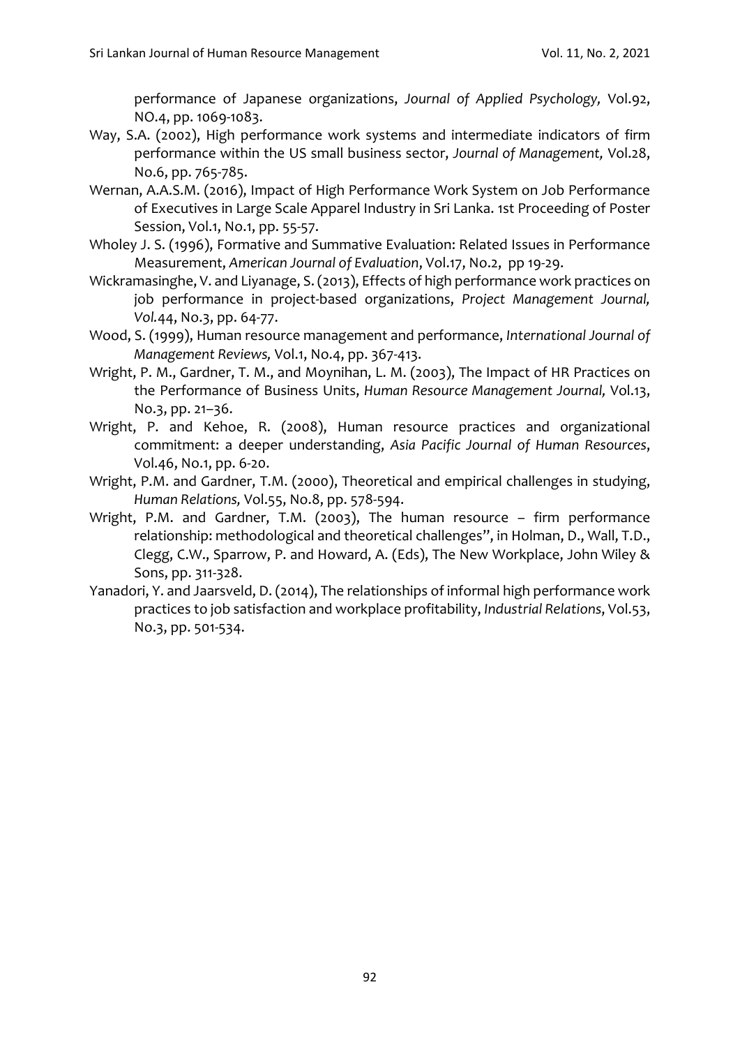performance of Japanese organizations, *Journal of Applied Psychology,* Vol.92, NO.4, pp. 1069-1083.

Way, S.A. (2002), High performance work systems and intermediate indicators of firm performance within the US small business sector, *Journal of Management,* Vol.28, No.6, pp. 765-785.

Wernan, A.A.S.M. (2016), Impact of High Performance Work System on Job Performance of Executives in Large Scale Apparel Industry in Sri Lanka. 1st Proceeding of Poster Session, Vol.1, No.1, pp. 55-57.

Wholey J. S. (1996), Formative and Summative Evaluation: Related Issues in Performance Measurement, *American Journal of Evaluation*, Vol.17, No.2, pp 19-29.

Wickramasinghe, V. and Liyanage, S. (2013), Effects of high performance work practices on job performance in project-based organizations, *Project Management Journal, Vol.*44, No.3, pp. 64-77.

Wood, S. (1999), Human resource management and performance, *International Journal of Management Reviews,* Vol.1, No.4, pp. 367-413.

Wright, P. M., Gardner, T. M., and Moynihan, L. M. (2003), The Impact of HR Practices on the Performance of Business Units, *Human Resource Management Journal,* Vol.13, No.3, pp. 21–36.

Wright, P. and Kehoe, R. (2008), Human resource practices and organizational commitment: a deeper understanding, *Asia Pacific Journal of Human Resources*, Vol.46, No.1, pp. 6-20.

Wright, P.M. and Gardner, T.M. (2000), Theoretical and empirical challenges in studying, *Human Relations,* Vol.55, No.8, pp. 578-594.

Wright, P.M. and Gardner, T.M. (2003), The human resource – firm performance relationship: methodological and theoretical challenges", in Holman, D., Wall, T.D., Clegg, C.W., Sparrow, P. and Howard, A. (Eds), The New Workplace, John Wiley & Sons, pp. 311-328.

Yanadori, Y. and Jaarsveld, D. (2014), The relationships of informal high performance work practices to job satisfaction and workplace profitability, *Industrial Relations*, Vol.53, No.3, pp. 501-534.